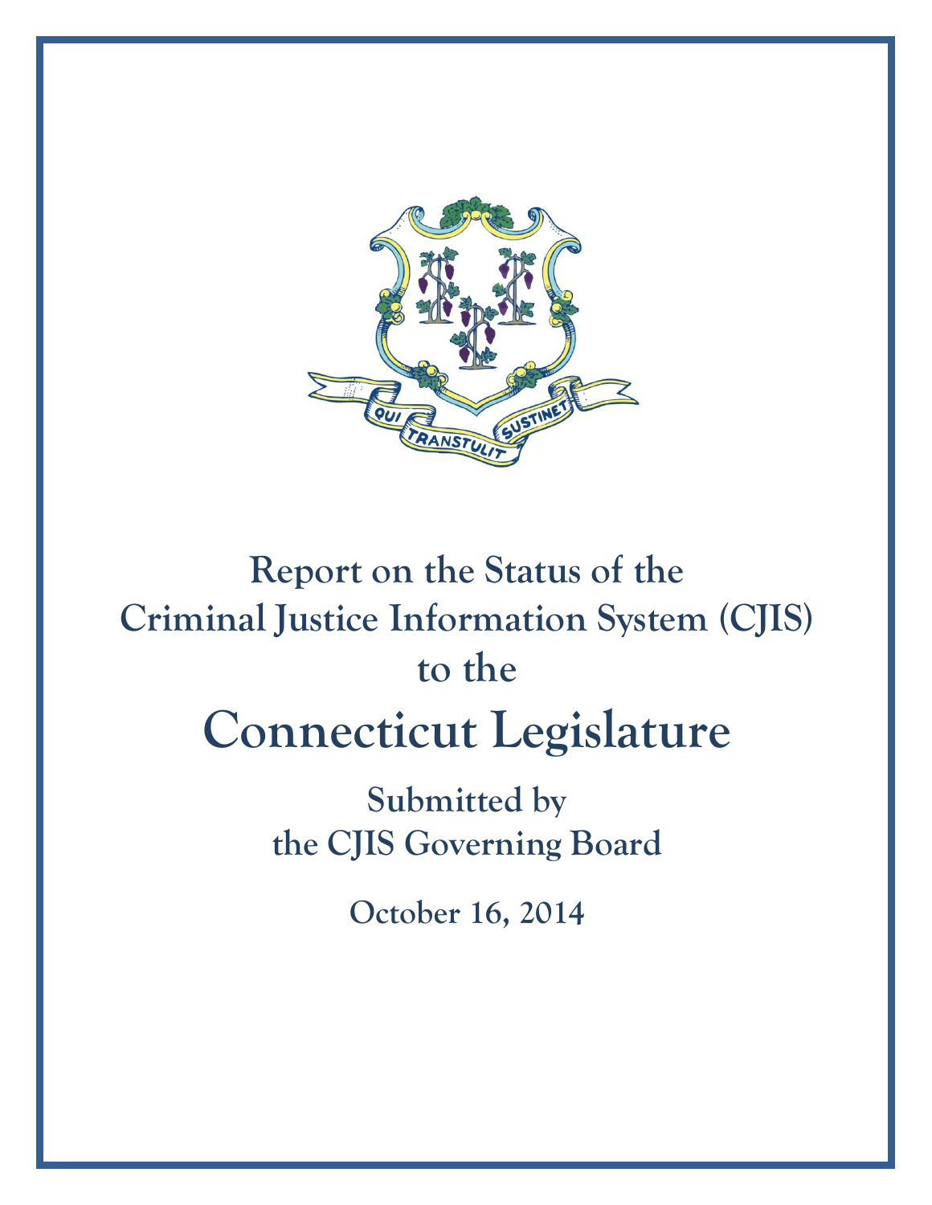# Report on the Status of the Criminal Justice Information System (CJIS) to the

# Connecticut Legislature

## Submitted by the CJIS Governing Board

**October 16, 2014**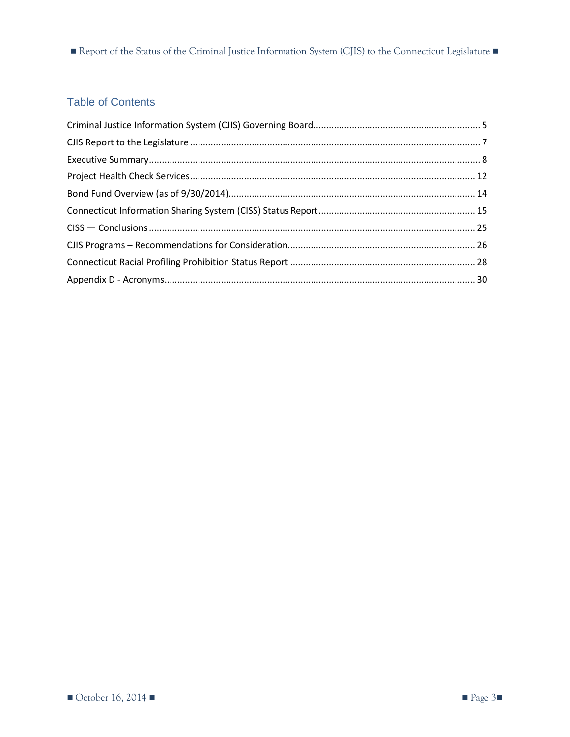## Table of Contents

Criminal Justice Information System (CJIS) Governing Board................................................................ 5

CJIS Report to the Legislature ................................................................................................................ 7

Executive Summary................................................................................................................................ 8

Project Health Check Services.............................................................................................................. 12

Bond Fund Overview (as of 9/30/2014)............................................................................................... 14

Connecticut Information Sharing System (CISS) Status Report............................................................ 15

CISS — Conclusions .............................................................................................................................. 25

CJIS Programs – Recommendations for Consideration........................................................................ 26

Connecticut Racial Profiling Prohibition Status Report ....................................................................... 28

Appendix D - Acronyms........................................................................................................................ 30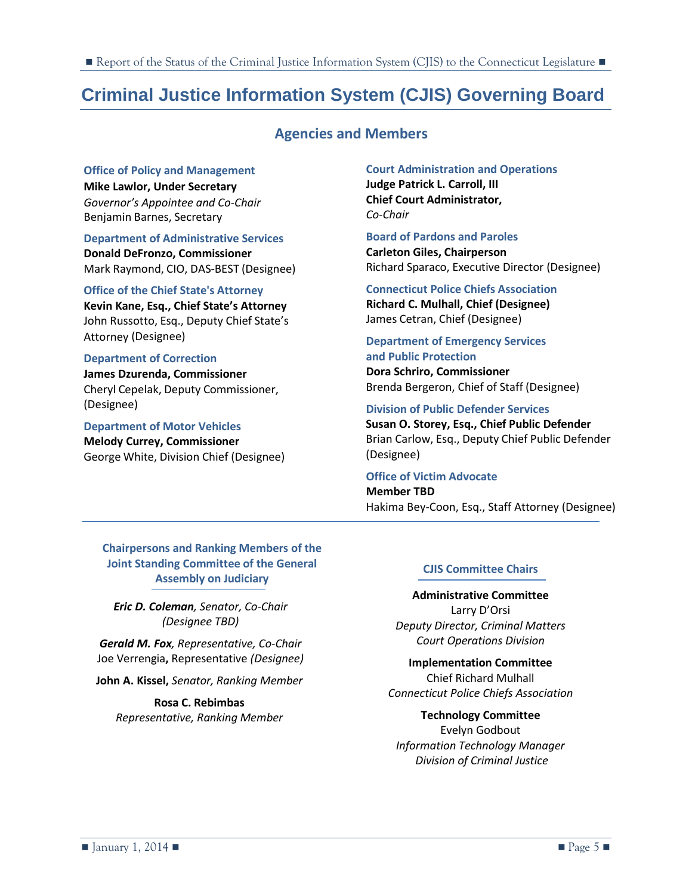# Criminal Justice Information System (CJIS) Governing Board

## Agencies and Members

**Office of Policy and Management**
**Mike Lawlor, Under Secretary**
*Governor's Appointee and Co-Chair*
Benjamin Barnes, Secretary

**Department of Administrative Services**
**Donald DeFronzo, Commissioner**
Mark Raymond, CIO, DAS-BEST (Designee)

**Office of the Chief State's Attorney**
**Kevin Kane, Esq., Chief State's Attorney**
John Russotto, Esq., Deputy Chief State's Attorney (Designee)

**Department of Correction**
**James Dzurenda, Commissioner**
Cheryl Cepelak, Deputy Commissioner, (Designee)

**Department of Motor Vehicles**
**Melody Currey, Commissioner**
George White, Division Chief (Designee)

**Court Administration and Operations**
**Judge Patrick L. Carroll, III**
**Chief Court Administrator,**
*Co-Chair*

**Board of Pardons and Paroles**
**Carleton Giles, Chairperson**
Richard Sparaco, Executive Director (Designee)

**Connecticut Police Chiefs Association**
**Richard C. Mulhall, Chief (Designee)**
James Cetran, Chief (Designee)

**Department of Emergency Services and Public Protection**
**Dora Schriro, Commissioner**
Brenda Bergeron, Chief of Staff (Designee)

**Division of Public Defender Services**
**Susan O. Storey, Esq., Chief Public Defender**
Brian Carlow, Esq., Deputy Chief Public Defender (Designee)

**Office of Victim Advocate**
**Member TBD**
Hakima Bey-Coon, Esq., Staff Attorney (Designee)

---

### Chairpersons and Ranking Members of the Joint Standing Committee of the General Assembly on Judiciary

***Eric D. Coleman****, Senator, Co-Chair*
*(Designee TBD)*

***Gerald M. Fox****, Representative, Co-Chair*
Joe Verrengia**,** Representative *(Designee)*

**John A. Kissel,** *Senator, Ranking Member*

**Rosa C. Rebimbas**
*Representative, Ranking Member*

### CJIS Committee Chairs

**Administrative Committee**
Larry D'Orsi
*Deputy Director, Criminal Matters*
*Court Operations Division*

**Implementation Committee**
Chief Richard Mulhall
*Connecticut Police Chiefs Association*

**Technology Committee**
Evelyn Godbout
*Information Technology Manager*
*Division of Criminal Justice*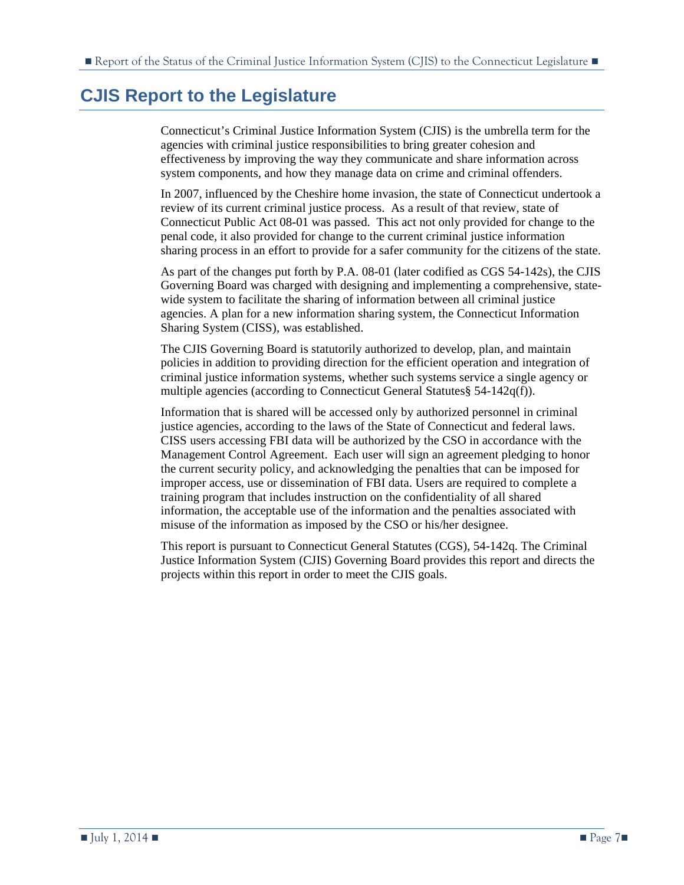# CJIS Report to the Legislature

Connecticut's Criminal Justice Information System (CJIS) is the umbrella term for the agencies with criminal justice responsibilities to bring greater cohesion and effectiveness by improving the way they communicate and share information across system components, and how they manage data on crime and criminal offenders.

In 2007, influenced by the Cheshire home invasion, the state of Connecticut undertook a review of its current criminal justice process. As a result of that review, state of Connecticut Public Act 08-01 was passed. This act not only provided for change to the penal code, it also provided for change to the current criminal justice information sharing process in an effort to provide for a safer community for the citizens of the state.

As part of the changes put forth by P.A. 08-01 (later codified as CGS 54-142s), the CJIS Governing Board was charged with designing and implementing a comprehensive, state-wide system to facilitate the sharing of information between all criminal justice agencies. A plan for a new information sharing system, the Connecticut Information Sharing System (CISS), was established.

The CJIS Governing Board is statutorily authorized to develop, plan, and maintain policies in addition to providing direction for the efficient operation and integration of criminal justice information systems, whether such systems service a single agency or multiple agencies (according to Connecticut General Statutes§ 54-142q(f)).

Information that is shared will be accessed only by authorized personnel in criminal justice agencies, according to the laws of the State of Connecticut and federal laws. CISS users accessing FBI data will be authorized by the CSO in accordance with the Management Control Agreement. Each user will sign an agreement pledging to honor the current security policy, and acknowledging the penalties that can be imposed for improper access, use or dissemination of FBI data. Users are required to complete a training program that includes instruction on the confidentiality of all shared information, the acceptable use of the information and the penalties associated with misuse of the information as imposed by the CSO or his/her designee.

This report is pursuant to Connecticut General Statutes (CGS), 54-142q. The Criminal Justice Information System (CJIS) Governing Board provides this report and directs the projects within this report in order to meet the CJIS goals.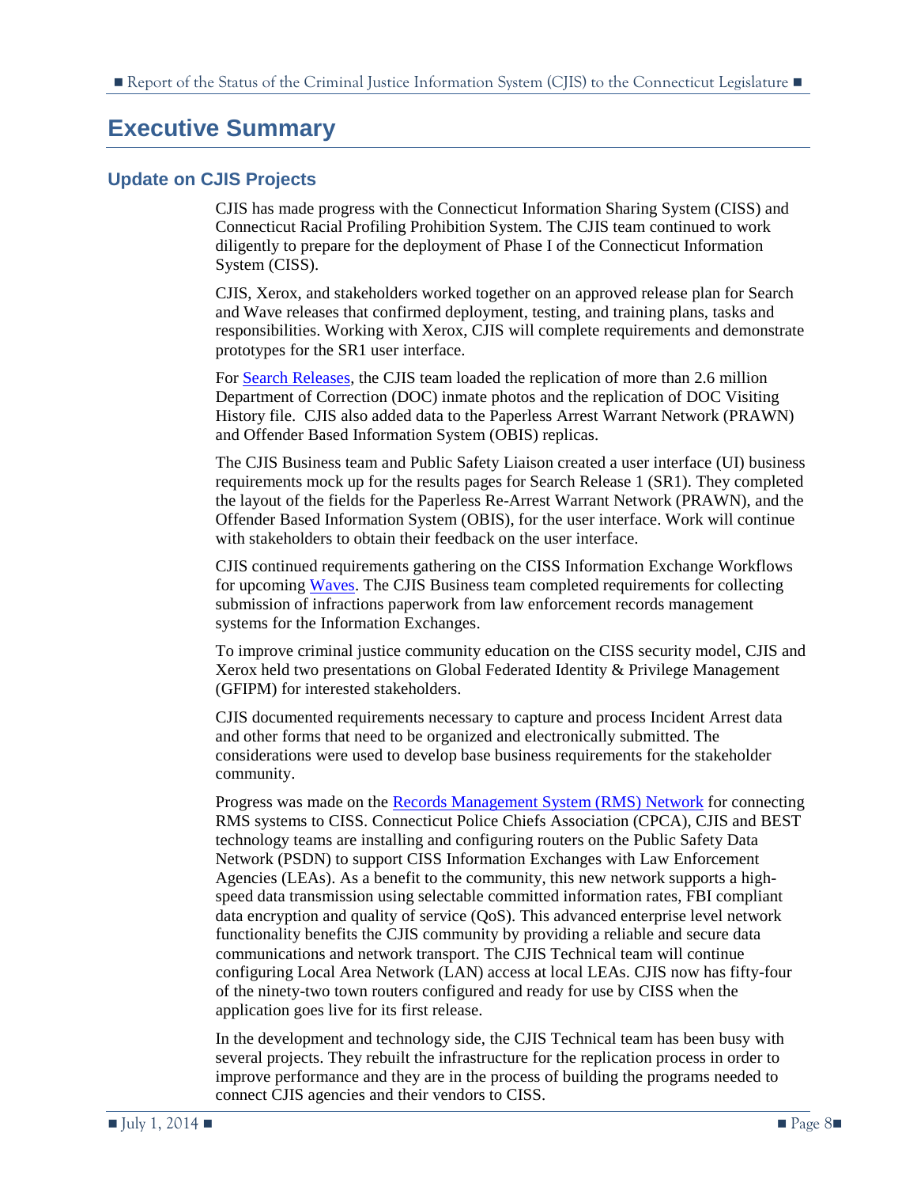# Executive Summary

## Update on CJIS Projects

CJIS has made progress with the Connecticut Information Sharing System (CISS) and Connecticut Racial Profiling Prohibition System. The CJIS team continued to work diligently to prepare for the deployment of Phase I of the Connecticut Information System (CISS).

CJIS, Xerox, and stakeholders worked together on an approved release plan for Search and Wave releases that confirmed deployment, testing, and training plans, tasks and responsibilities. Working with Xerox, CJIS will complete requirements and demonstrate prototypes for the SR1 user interface.

For Search Releases, the CJIS team loaded the replication of more than 2.6 million Department of Correction (DOC) inmate photos and the replication of DOC Visiting History file. CJIS also added data to the Paperless Arrest Warrant Network (PRAWN) and Offender Based Information System (OBIS) replicas.

The CJIS Business team and Public Safety Liaison created a user interface (UI) business requirements mock up for the results pages for Search Release 1 (SR1). They completed the layout of the fields for the Paperless Re-Arrest Warrant Network (PRAWN), and the Offender Based Information System (OBIS), for the user interface. Work will continue with stakeholders to obtain their feedback on the user interface.

CJIS continued requirements gathering on the CISS Information Exchange Workflows for upcoming Waves. The CJIS Business team completed requirements for collecting submission of infractions paperwork from law enforcement records management systems for the Information Exchanges.

To improve criminal justice community education on the CISS security model, CJIS and Xerox held two presentations on Global Federated Identity & Privilege Management (GFIPM) for interested stakeholders.

CJIS documented requirements necessary to capture and process Incident Arrest data and other forms that need to be organized and electronically submitted. The considerations were used to develop base business requirements for the stakeholder community.

Progress was made on the Records Management System (RMS) Network for connecting RMS systems to CISS. Connecticut Police Chiefs Association (CPCA), CJIS and BEST technology teams are installing and configuring routers on the Public Safety Data Network (PSDN) to support CISS Information Exchanges with Law Enforcement Agencies (LEAs). As a benefit to the community, this new network supports a high-speed data transmission using selectable committed information rates, FBI compliant data encryption and quality of service (QoS). This advanced enterprise level network functionality benefits the CJIS community by providing a reliable and secure data communications and network transport. The CJIS Technical team will continue configuring Local Area Network (LAN) access at local LEAs. CJIS now has fifty-four of the ninety-two town routers configured and ready for use by CISS when the application goes live for its first release.

In the development and technology side, the CJIS Technical team has been busy with several projects. They rebuilt the infrastructure for the replication process in order to improve performance and they are in the process of building the programs needed to connect CJIS agencies and their vendors to CISS.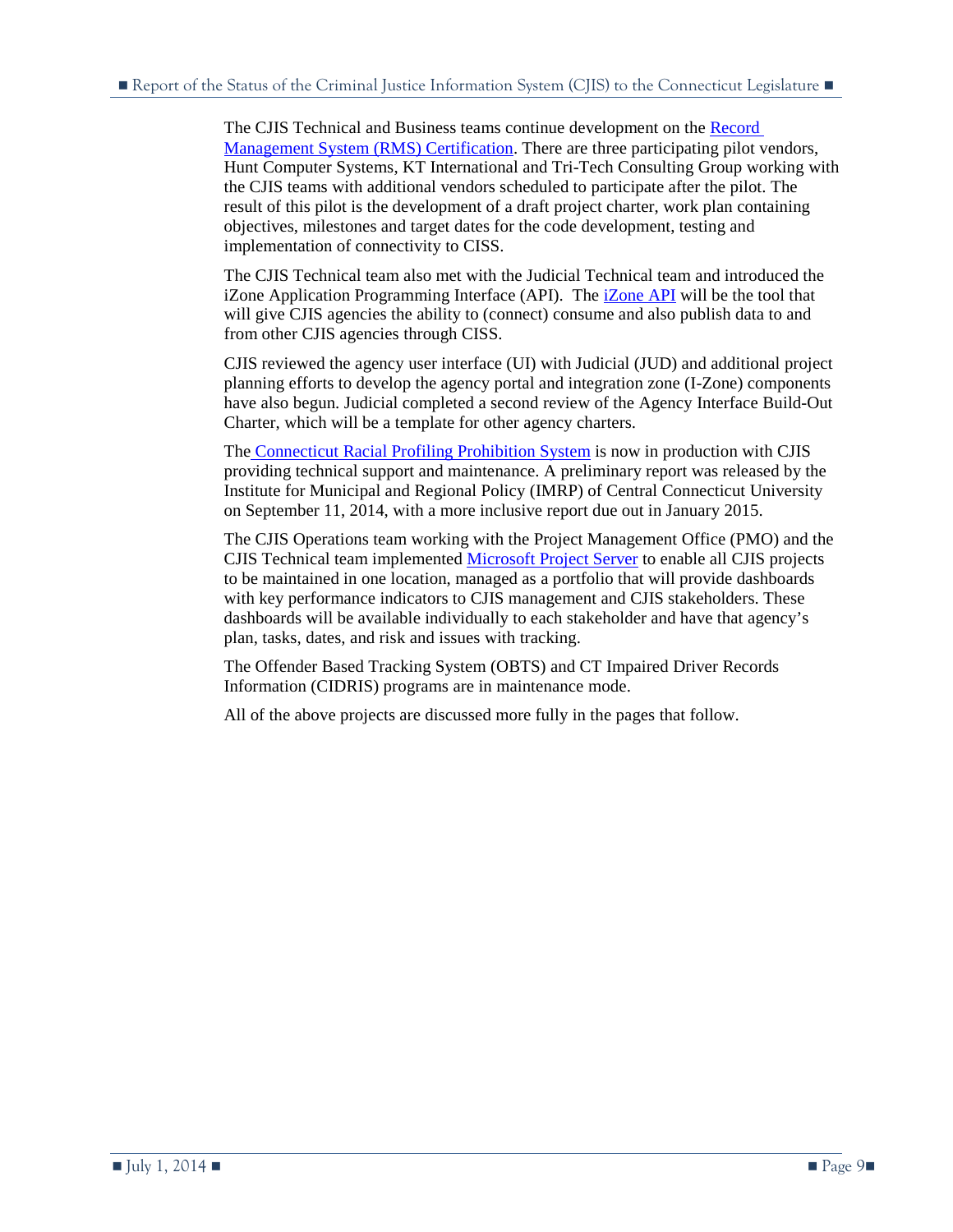The CJIS Technical and Business teams continue development on the Record Management System (RMS) Certification. There are three participating pilot vendors, Hunt Computer Systems, KT International and Tri-Tech Consulting Group working with the CJIS teams with additional vendors scheduled to participate after the pilot. The result of this pilot is the development of a draft project charter, work plan containing objectives, milestones and target dates for the code development, testing and implementation of connectivity to CISS.

The CJIS Technical team also met with the Judicial Technical team and introduced the iZone Application Programming Interface (API). The iZone API will be the tool that will give CJIS agencies the ability to (connect) consume and also publish data to and from other CJIS agencies through CISS.

CJIS reviewed the agency user interface (UI) with Judicial (JUD) and additional project planning efforts to develop the agency portal and integration zone (I-Zone) components have also begun. Judicial completed a second review of the Agency Interface Build-Out Charter, which will be a template for other agency charters.

The Connecticut Racial Profiling Prohibition System is now in production with CJIS providing technical support and maintenance. A preliminary report was released by the Institute for Municipal and Regional Policy (IMRP) of Central Connecticut University on September 11, 2014, with a more inclusive report due out in January 2015.

The CJIS Operations team working with the Project Management Office (PMO) and the CJIS Technical team implemented Microsoft Project Server to enable all CJIS projects to be maintained in one location, managed as a portfolio that will provide dashboards with key performance indicators to CJIS management and CJIS stakeholders. These dashboards will be available individually to each stakeholder and have that agency's plan, tasks, dates, and risk and issues with tracking.

The Offender Based Tracking System (OBTS) and CT Impaired Driver Records Information (CIDRIS) programs are in maintenance mode.

All of the above projects are discussed more fully in the pages that follow.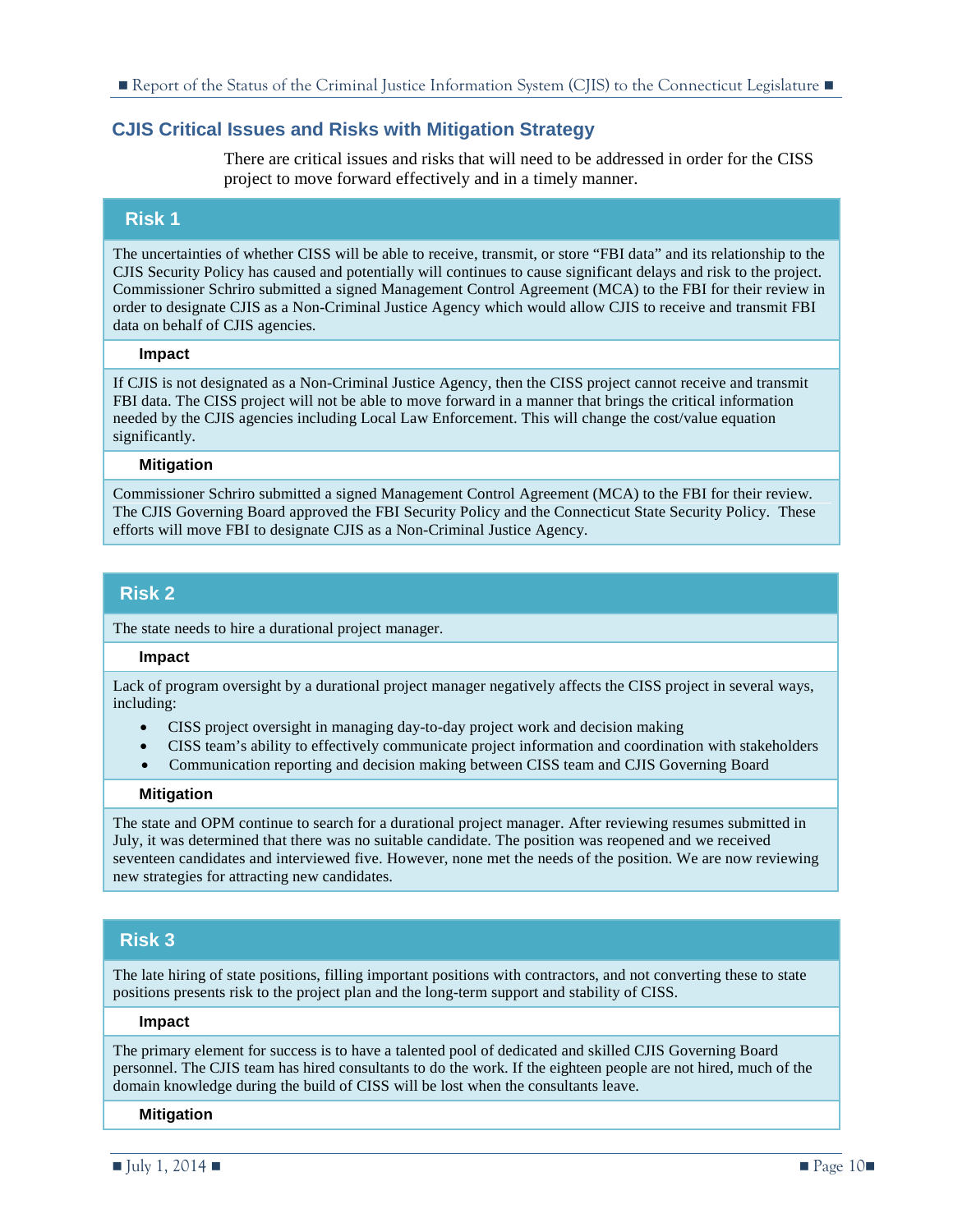## CJIS Critical Issues and Risks with Mitigation Strategy

There are critical issues and risks that will need to be addressed in order for the CISS project to move forward effectively and in a timely manner.

### Risk 1

The uncertainties of whether CISS will be able to receive, transmit, or store "FBI data" and its relationship to the CJIS Security Policy has caused and potentially will continues to cause significant delays and risk to the project. Commissioner Schriro submitted a signed Management Control Agreement (MCA) to the FBI for their review in order to designate CJIS as a Non-Criminal Justice Agency which would allow CJIS to receive and transmit FBI data on behalf of CJIS agencies.

**Impact**

If CJIS is not designated as a Non-Criminal Justice Agency, then the CISS project cannot receive and transmit FBI data. The CISS project will not be able to move forward in a manner that brings the critical information needed by the CJIS agencies including Local Law Enforcement. This will change the cost/value equation significantly.

**Mitigation**

Commissioner Schriro submitted a signed Management Control Agreement (MCA) to the FBI for their review. The CJIS Governing Board approved the FBI Security Policy and the Connecticut State Security Policy. These efforts will move FBI to designate CJIS as a Non-Criminal Justice Agency.

### Risk 2

The state needs to hire a durational project manager.

**Impact**

Lack of program oversight by a durational project manager negatively affects the CISS project in several ways, including:

- CISS project oversight in managing day-to-day project work and decision making
- CISS team's ability to effectively communicate project information and coordination with stakeholders
- Communication reporting and decision making between CISS team and CJIS Governing Board

**Mitigation**

The state and OPM continue to search for a durational project manager. After reviewing resumes submitted in July, it was determined that there was no suitable candidate. The position was reopened and we received seventeen candidates and interviewed five. However, none met the needs of the position. We are now reviewing new strategies for attracting new candidates.

### Risk 3

The late hiring of state positions, filling important positions with contractors, and not converting these to state positions presents risk to the project plan and the long-term support and stability of CISS.

**Impact**

The primary element for success is to have a talented pool of dedicated and skilled CJIS Governing Board personnel. The CJIS team has hired consultants to do the work. If the eighteen people are not hired, much of the domain knowledge during the build of CISS will be lost when the consultants leave.

**Mitigation**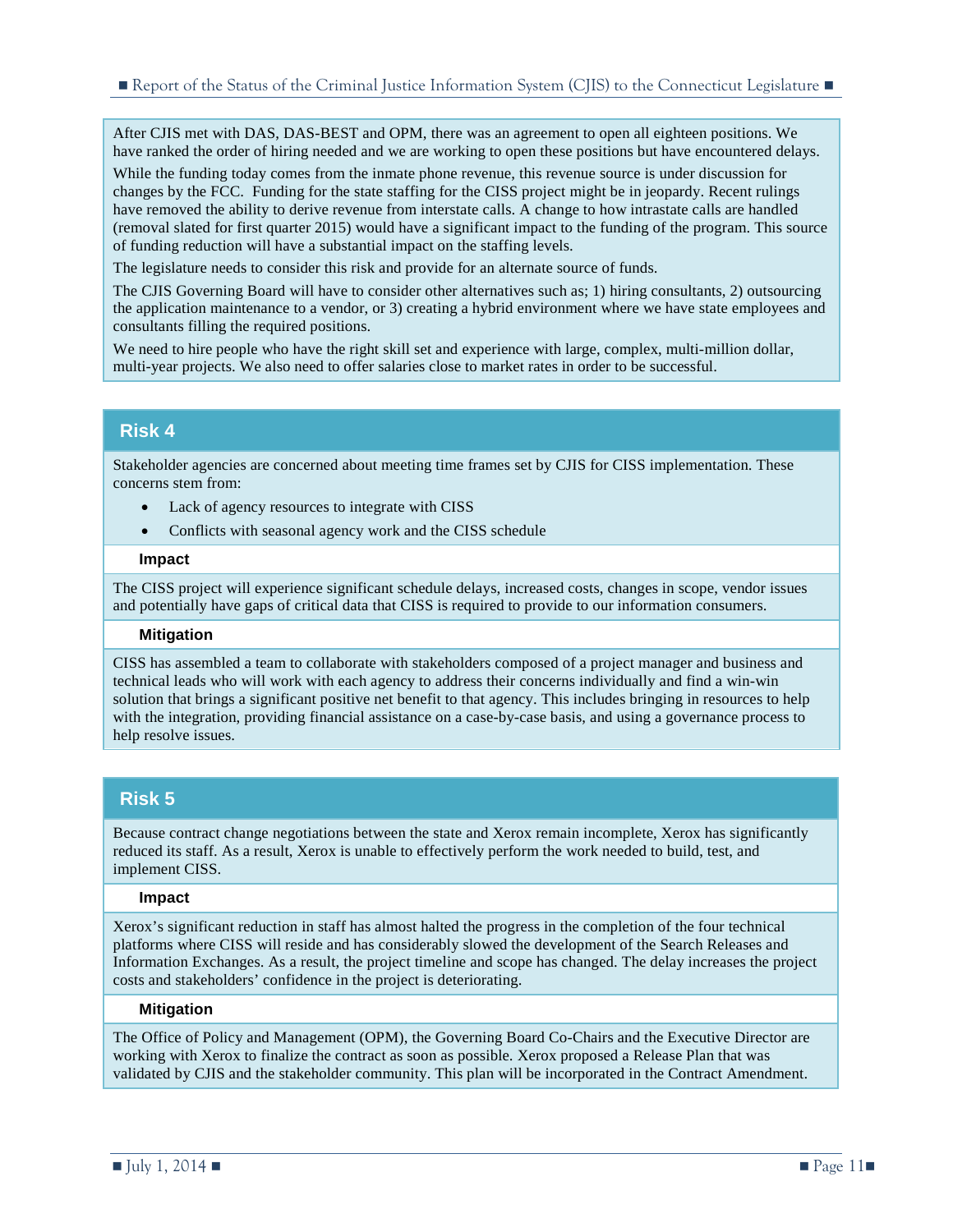After CJIS met with DAS, DAS-BEST and OPM, there was an agreement to open all eighteen positions. We have ranked the order of hiring needed and we are working to open these positions but have encountered delays.

While the funding today comes from the inmate phone revenue, this revenue source is under discussion for changes by the FCC. Funding for the state staffing for the CISS project might be in jeopardy. Recent rulings have removed the ability to derive revenue from interstate calls. A change to how intrastate calls are handled (removal slated for first quarter 2015) would have a significant impact to the funding of the program. This source of funding reduction will have a substantial impact on the staffing levels.

The legislature needs to consider this risk and provide for an alternate source of funds.

The CJIS Governing Board will have to consider other alternatives such as; 1) hiring consultants, 2) outsourcing the application maintenance to a vendor, or 3) creating a hybrid environment where we have state employees and consultants filling the required positions.

We need to hire people who have the right skill set and experience with large, complex, multi-million dollar, multi-year projects. We also need to offer salaries close to market rates in order to be successful.

## Risk 4

Stakeholder agencies are concerned about meeting time frames set by CJIS for CISS implementation. These concerns stem from:

- Lack of agency resources to integrate with CISS
- Conflicts with seasonal agency work and the CISS schedule

### Impact

The CISS project will experience significant schedule delays, increased costs, changes in scope, vendor issues and potentially have gaps of critical data that CISS is required to provide to our information consumers.

### Mitigation

CISS has assembled a team to collaborate with stakeholders composed of a project manager and business and technical leads who will work with each agency to address their concerns individually and find a win-win solution that brings a significant positive net benefit to that agency. This includes bringing in resources to help with the integration, providing financial assistance on a case-by-case basis, and using a governance process to help resolve issues.

## Risk 5

Because contract change negotiations between the state and Xerox remain incomplete, Xerox has significantly reduced its staff. As a result, Xerox is unable to effectively perform the work needed to build, test, and implement CISS.

### Impact

Xerox's significant reduction in staff has almost halted the progress in the completion of the four technical platforms where CISS will reside and has considerably slowed the development of the Search Releases and Information Exchanges. As a result, the project timeline and scope has changed. The delay increases the project costs and stakeholders' confidence in the project is deteriorating.

### Mitigation

The Office of Policy and Management (OPM), the Governing Board Co-Chairs and the Executive Director are working with Xerox to finalize the contract as soon as possible. Xerox proposed a Release Plan that was validated by CJIS and the stakeholder community. This plan will be incorporated in the Contract Amendment.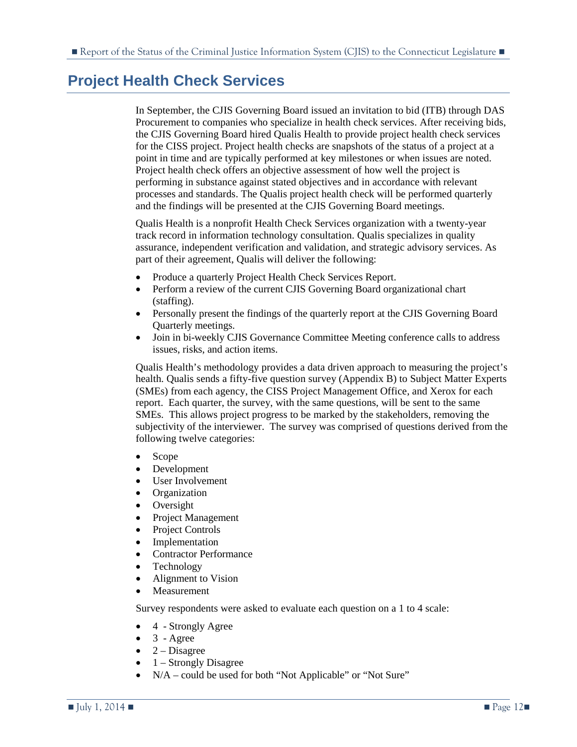# Project Health Check Services

In September, the CJIS Governing Board issued an invitation to bid (ITB) through DAS Procurement to companies who specialize in health check services. After receiving bids, the CJIS Governing Board hired Qualis Health to provide project health check services for the CISS project. Project health checks are snapshots of the status of a project at a point in time and are typically performed at key milestones or when issues are noted. Project health check offers an objective assessment of how well the project is performing in substance against stated objectives and in accordance with relevant processes and standards. The Qualis project health check will be performed quarterly and the findings will be presented at the CJIS Governing Board meetings.

Qualis Health is a nonprofit Health Check Services organization with a twenty-year track record in information technology consultation. Qualis specializes in quality assurance, independent verification and validation, and strategic advisory services. As part of their agreement, Qualis will deliver the following:

- Produce a quarterly Project Health Check Services Report.
- Perform a review of the current CJIS Governing Board organizational chart (staffing).
- Personally present the findings of the quarterly report at the CJIS Governing Board Quarterly meetings.
- Join in bi-weekly CJIS Governance Committee Meeting conference calls to address issues, risks, and action items.

Qualis Health's methodology provides a data driven approach to measuring the project's health. Qualis sends a fifty-five question survey (Appendix B) to Subject Matter Experts (SMEs) from each agency, the CISS Project Management Office, and Xerox for each report. Each quarter, the survey, with the same questions, will be sent to the same SMEs. This allows project progress to be marked by the stakeholders, removing the subjectivity of the interviewer. The survey was comprised of questions derived from the following twelve categories:

- Scope
- Development
- User Involvement
- Organization
- Oversight
- Project Management
- Project Controls
- Implementation
- Contractor Performance
- Technology
- Alignment to Vision
- Measurement

Survey respondents were asked to evaluate each question on a 1 to 4 scale:

- 4 - Strongly Agree
- 3 - Agree
- 2 – Disagree
- 1 – Strongly Disagree
- N/A – could be used for both "Not Applicable" or "Not Sure"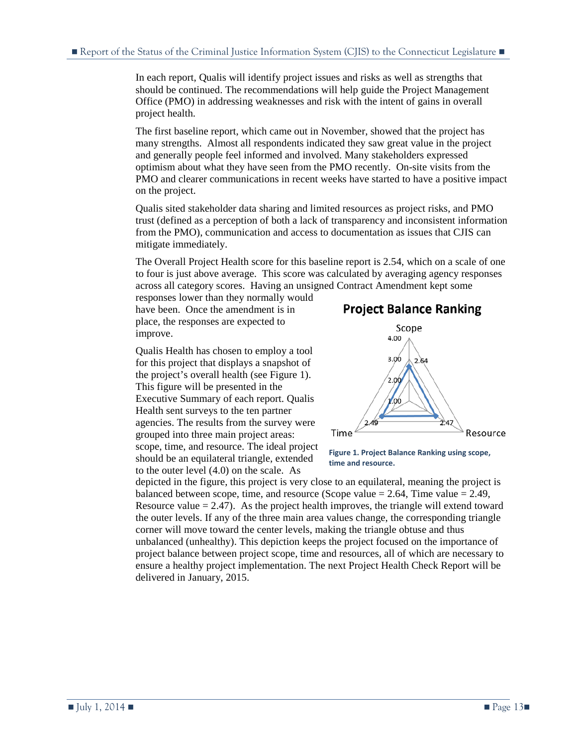In each report, Qualis will identify project issues and risks as well as strengths that should be continued. The recommendations will help guide the Project Management Office (PMO) in addressing weaknesses and risk with the intent of gains in overall project health.

The first baseline report, which came out in November, showed that the project has many strengths. Almost all respondents indicated they saw great value in the project and generally people feel informed and involved. Many stakeholders expressed optimism about what they have seen from the PMO recently. On-site visits from the PMO and clearer communications in recent weeks have started to have a positive impact on the project.

Qualis sited stakeholder data sharing and limited resources as project risks, and PMO trust (defined as a perception of both a lack of transparency and inconsistent information from the PMO), communication and access to documentation as issues that CJIS can mitigate immediately.

The Overall Project Health score for this baseline report is 2.54, which on a scale of one to four is just above average. This score was calculated by averaging agency responses across all category scores. Having an unsigned Contract Amendment kept some responses lower than they normally would have been. Once the amendment is in place, the responses are expected to improve.

Qualis Health has chosen to employ a tool for this project that displays a snapshot of the project's overall health (see Figure 1). This figure will be presented in the Executive Summary of each report. Qualis Health sent surveys to the ten partner agencies. The results from the survey were grouped into three main project areas: scope, time, and resource. The ideal project should be an equilateral triangle, extended to the outer level (4.0) on the scale. As depicted in the figure, this project is very close to an equilateral, meaning the project is balanced between scope, time, and resource (Scope value = 2.64, Time value = 2.49, Resource value = 2.47). As the project health improves, the triangle will extend toward the outer levels. If any of the three main area values change, the corresponding triangle corner will move toward the center levels, making the triangle obtuse and thus unbalanced (unhealthy). This depiction keeps the project focused on the importance of project balance between project scope, time and resources, all of which are necessary to ensure a healthy project implementation. The next Project Health Check Report will be delivered in January, 2015.

**Project Balance Ranking**

Scope: 2.64; Time: 2.49; Resource: 2.47 (scale 1.00–4.00)

**Figure 1. Project Balance Ranking using scope, time and resource.**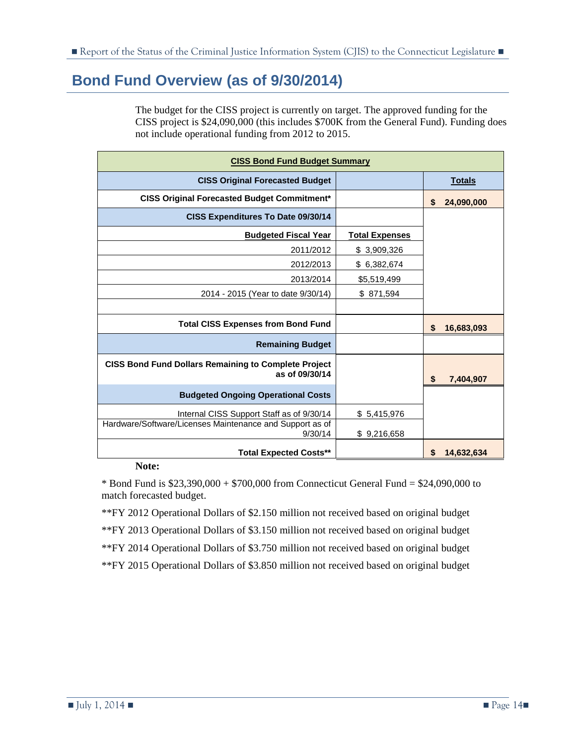## Bond Fund Overview (as of 9/30/2014)

The budget for the CISS project is currently on target. The approved funding for the CISS project is $24,090,000 (this includes $700K from the General Fund). Funding does not include operational funding from 2012 to 2015.

| CISS Bond Fund Budget Summary | | |
|---|---|---|
| **CISS Original Forecasted Budget** | | **Totals** |
| **CISS Original Forecasted Budget Commitment*** | | **$ 24,090,000** |
| **CISS Expenditures To Date 09/30/14** | | |
| **Budgeted Fiscal Year** | **Total Expenses** | |
| 2011/2012 | $ 3,909,326 | |
| 2012/2013 | $ 6,382,674 | |
| 2013/2014 | $5,519,499 | |
| 2014 - 2015 (Year to date 9/30/14) | $ 871,594 | |
| | | |
| **Total CISS Expenses from Bond Fund** | | **$ 16,683,093** |
| **Remaining Budget** | | |
| **CISS Bond Fund Dollars Remaining to Complete Project as of 09/30/14** | | **$ 7,404,907** |
| **Budgeted Ongoing Operational Costs** | | |
| Internal CISS Support Staff as of 9/30/14 | $ 5,415,976 | |
| Hardware/Software/Licenses Maintenance and Support as of 9/30/14 | $ 9,216,658 | |
| **Total Expected Costs**** | | **$ 14,632,634** |

**Note:**

* Bond Fund is $23,390,000 + $700,000 from Connecticut General Fund = $24,090,000 to match forecasted budget.

**FY 2012 Operational Dollars of $2.150 million not received based on original budget

**FY 2013 Operational Dollars of $3.150 million not received based on original budget

**FY 2014 Operational Dollars of $3.750 million not received based on original budget

**FY 2015 Operational Dollars of $3.850 million not received based on original budget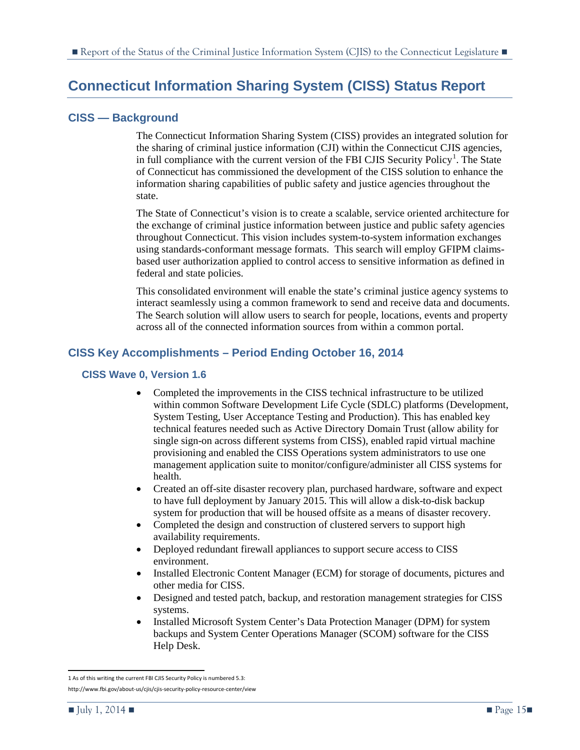# Connecticut Information Sharing System (CISS) Status Report

## CISS — Background

The Connecticut Information Sharing System (CISS) provides an integrated solution for the sharing of criminal justice information (CJI) within the Connecticut CJIS agencies, in full compliance with the current version of the FBI CJIS Security Policy[1]. The State of Connecticut has commissioned the development of the CISS solution to enhance the information sharing capabilities of public safety and justice agencies throughout the state.

The State of Connecticut's vision is to create a scalable, service oriented architecture for the exchange of criminal justice information between justice and public safety agencies throughout Connecticut. This vision includes system-to-system information exchanges using standards-conformant message formats. This search will employ GFIPM claims-based user authorization applied to control access to sensitive information as defined in federal and state policies.

This consolidated environment will enable the state's criminal justice agency systems to interact seamlessly using a common framework to send and receive data and documents. The Search solution will allow users to search for people, locations, events and property across all of the connected information sources from within a common portal.

## CISS Key Accomplishments – Period Ending October 16, 2014

### CISS Wave 0, Version 1.6

- Completed the improvements in the CISS technical infrastructure to be utilized within common Software Development Life Cycle (SDLC) platforms (Development, System Testing, User Acceptance Testing and Production). This has enabled key technical features needed such as Active Directory Domain Trust (allow ability for single sign-on across different systems from CISS), enabled rapid virtual machine provisioning and enabled the CISS Operations system administrators to use one management application suite to monitor/configure/administer all CISS systems for health.
- Created an off-site disaster recovery plan, purchased hardware, software and expect to have full deployment by January 2015. This will allow a disk-to-disk backup system for production that will be housed offsite as a means of disaster recovery.
- Completed the design and construction of clustered servers to support high availability requirements.
- Deployed redundant firewall appliances to support secure access to CISS environment.
- Installed Electronic Content Manager (ECM) for storage of documents, pictures and other media for CISS.
- Designed and tested patch, backup, and restoration management strategies for CISS systems.
- Installed Microsoft System Center's Data Protection Manager (DPM) for system backups and System Center Operations Manager (SCOM) software for the CISS Help Desk.

---

1 As of this writing the current FBI CJIS Security Policy is numbered 5.3:
http://www.fbi.gov/about-us/cjis/cjis-security-policy-resource-center/view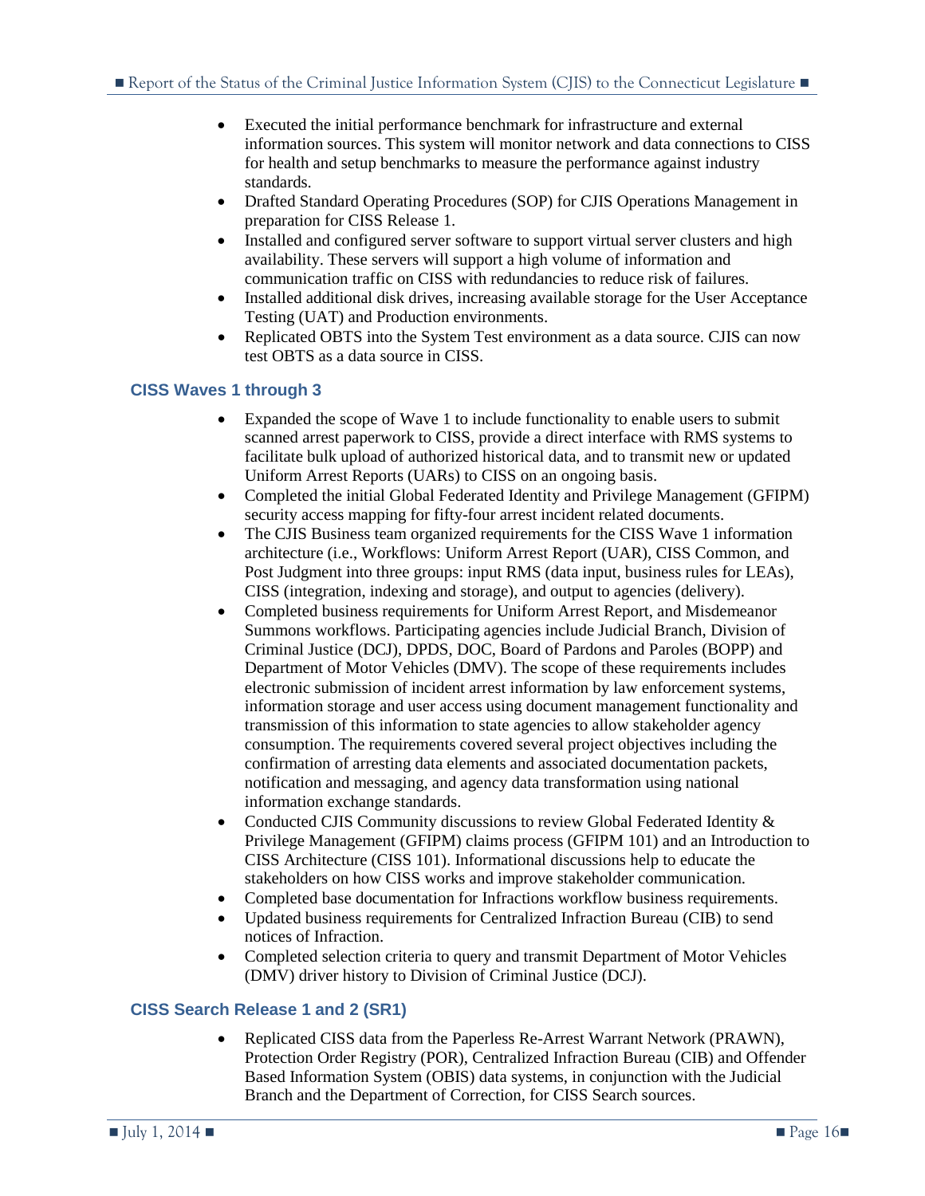- Executed the initial performance benchmark for infrastructure and external information sources. This system will monitor network and data connections to CISS for health and setup benchmarks to measure the performance against industry standards.
- Drafted Standard Operating Procedures (SOP) for CJIS Operations Management in preparation for CISS Release 1.
- Installed and configured server software to support virtual server clusters and high availability. These servers will support a high volume of information and communication traffic on CISS with redundancies to reduce risk of failures.
- Installed additional disk drives, increasing available storage for the User Acceptance Testing (UAT) and Production environments.
- Replicated OBTS into the System Test environment as a data source. CJIS can now test OBTS as a data source in CISS.

### CISS Waves 1 through 3

- Expanded the scope of Wave 1 to include functionality to enable users to submit scanned arrest paperwork to CISS, provide a direct interface with RMS systems to facilitate bulk upload of authorized historical data, and to transmit new or updated Uniform Arrest Reports (UARs) to CISS on an ongoing basis.
- Completed the initial Global Federated Identity and Privilege Management (GFIPM) security access mapping for fifty-four arrest incident related documents.
- The CJIS Business team organized requirements for the CISS Wave 1 information architecture (i.e., Workflows: Uniform Arrest Report (UAR), CISS Common, and Post Judgment into three groups: input RMS (data input, business rules for LEAs), CISS (integration, indexing and storage), and output to agencies (delivery).
- Completed business requirements for Uniform Arrest Report, and Misdemeanor Summons workflows. Participating agencies include Judicial Branch, Division of Criminal Justice (DCJ), DPDS, DOC, Board of Pardons and Paroles (BOPP) and Department of Motor Vehicles (DMV). The scope of these requirements includes electronic submission of incident arrest information by law enforcement systems, information storage and user access using document management functionality and transmission of this information to state agencies to allow stakeholder agency consumption. The requirements covered several project objectives including the confirmation of arresting data elements and associated documentation packets, notification and messaging, and agency data transformation using national information exchange standards.
- Conducted CJIS Community discussions to review Global Federated Identity & Privilege Management (GFIPM) claims process (GFIPM 101) and an Introduction to CISS Architecture (CISS 101). Informational discussions help to educate the stakeholders on how CISS works and improve stakeholder communication.
- Completed base documentation for Infractions workflow business requirements.
- Updated business requirements for Centralized Infraction Bureau (CIB) to send notices of Infraction.
- Completed selection criteria to query and transmit Department of Motor Vehicles (DMV) driver history to Division of Criminal Justice (DCJ).

### CISS Search Release 1 and 2 (SR1)

- Replicated CISS data from the Paperless Re-Arrest Warrant Network (PRAWN), Protection Order Registry (POR), Centralized Infraction Bureau (CIB) and Offender Based Information System (OBIS) data systems, in conjunction with the Judicial Branch and the Department of Correction, for CISS Search sources.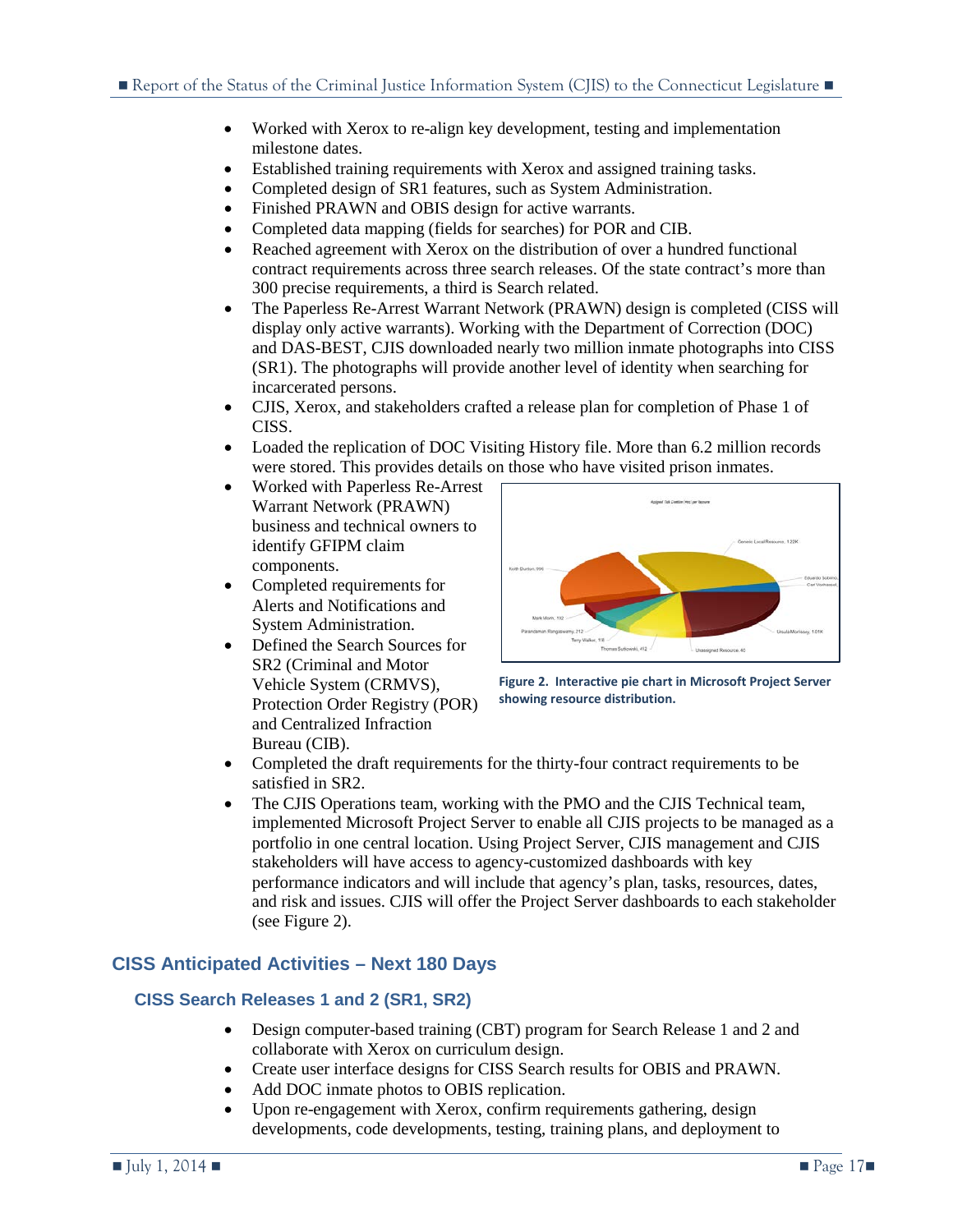- Worked with Xerox to re-align key development, testing and implementation milestone dates.
- Established training requirements with Xerox and assigned training tasks.
- Completed design of SR1 features, such as System Administration.
- Finished PRAWN and OBIS design for active warrants.
- Completed data mapping (fields for searches) for POR and CIB.
- Reached agreement with Xerox on the distribution of over a hundred functional contract requirements across three search releases. Of the state contract's more than 300 precise requirements, a third is Search related.
- The Paperless Re-Arrest Warrant Network (PRAWN) design is completed (CISS will display only active warrants). Working with the Department of Correction (DOC) and DAS-BEST, CJIS downloaded nearly two million inmate photographs into CISS (SR1). The photographs will provide another level of identity when searching for incarcerated persons.
- CJIS, Xerox, and stakeholders crafted a release plan for completion of Phase 1 of CISS.
- Loaded the replication of DOC Visiting History file. More than 6.2 million records were stored. This provides details on those who have visited prison inmates.
- Worked with Paperless Re-Arrest Warrant Network (PRAWN) business and technical owners to identify GFIPM claim components.
- Completed requirements for Alerts and Notifications and System Administration.
- Defined the Search Sources for SR2 (Criminal and Motor Vehicle System (CRMVS), Protection Order Registry (POR) and Centralized Infraction Bureau (CIB).

**Figure 2. Interactive pie chart in Microsoft Project Server showing resource distribution.**

- Completed the draft requirements for the thirty-four contract requirements to be satisfied in SR2.
- The CJIS Operations team, working with the PMO and the CJIS Technical team, implemented Microsoft Project Server to enable all CJIS projects to be managed as a portfolio in one central location. Using Project Server, CJIS management and CJIS stakeholders will have access to agency-customized dashboards with key performance indicators and will include that agency's plan, tasks, resources, dates, and risk and issues. CJIS will offer the Project Server dashboards to each stakeholder (see Figure 2).

## CISS Anticipated Activities – Next 180 Days

### CISS Search Releases 1 and 2 (SR1, SR2)

- Design computer-based training (CBT) program for Search Release 1 and 2 and collaborate with Xerox on curriculum design.
- Create user interface designs for CISS Search results for OBIS and PRAWN.
- Add DOC inmate photos to OBIS replication.
- Upon re-engagement with Xerox, confirm requirements gathering, design developments, code developments, testing, training plans, and deployment to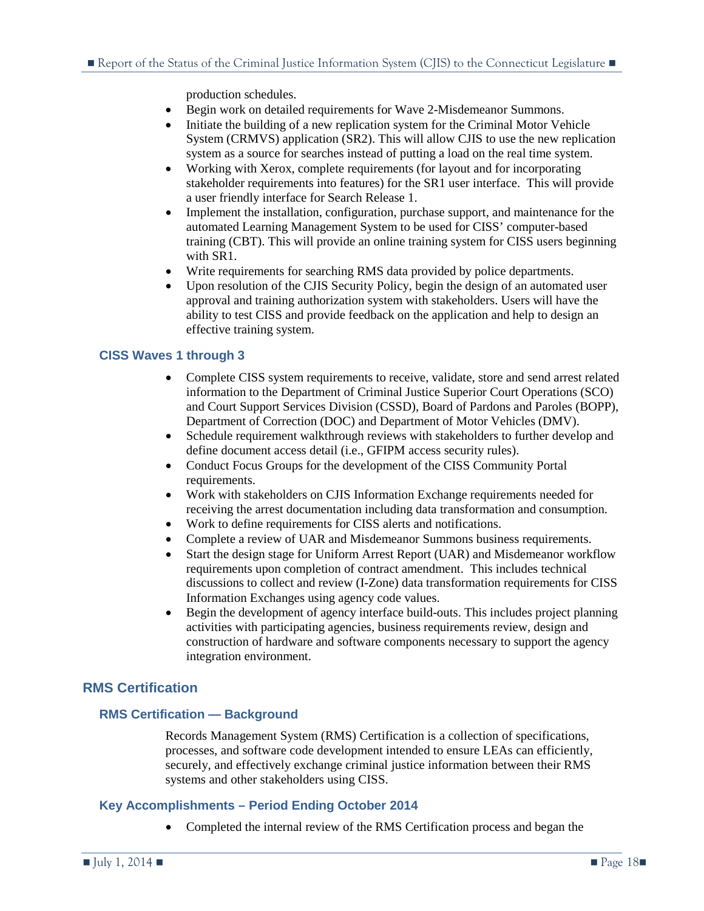production schedules.

- Begin work on detailed requirements for Wave 2-Misdemeanor Summons.
- Initiate the building of a new replication system for the Criminal Motor Vehicle System (CRMVS) application (SR2). This will allow CJIS to use the new replication system as a source for searches instead of putting a load on the real time system.
- Working with Xerox, complete requirements (for layout and for incorporating stakeholder requirements into features) for the SR1 user interface. This will provide a user friendly interface for Search Release 1.
- Implement the installation, configuration, purchase support, and maintenance for the automated Learning Management System to be used for CISS' computer-based training (CBT). This will provide an online training system for CISS users beginning with SR1.
- Write requirements for searching RMS data provided by police departments.
- Upon resolution of the CJIS Security Policy, begin the design of an automated user approval and training authorization system with stakeholders. Users will have the ability to test CISS and provide feedback on the application and help to design an effective training system.

### CISS Waves 1 through 3

- Complete CISS system requirements to receive, validate, store and send arrest related information to the Department of Criminal Justice Superior Court Operations (SCO) and Court Support Services Division (CSSD), Board of Pardons and Paroles (BOPP), Department of Correction (DOC) and Department of Motor Vehicles (DMV).
- Schedule requirement walkthrough reviews with stakeholders to further develop and define document access detail (i.e., GFIPM access security rules).
- Conduct Focus Groups for the development of the CISS Community Portal requirements.
- Work with stakeholders on CJIS Information Exchange requirements needed for receiving the arrest documentation including data transformation and consumption.
- Work to define requirements for CISS alerts and notifications.
- Complete a review of UAR and Misdemeanor Summons business requirements.
- Start the design stage for Uniform Arrest Report (UAR) and Misdemeanor workflow requirements upon completion of contract amendment. This includes technical discussions to collect and review (I-Zone) data transformation requirements for CISS Information Exchanges using agency code values.
- Begin the development of agency interface build-outs. This includes project planning activities with participating agencies, business requirements review, design and construction of hardware and software components necessary to support the agency integration environment.

## RMS Certification

### RMS Certification — Background

Records Management System (RMS) Certification is a collection of specifications, processes, and software code development intended to ensure LEAs can efficiently, securely, and effectively exchange criminal justice information between their RMS systems and other stakeholders using CISS.

### Key Accomplishments – Period Ending October 2014

- Completed the internal review of the RMS Certification process and began the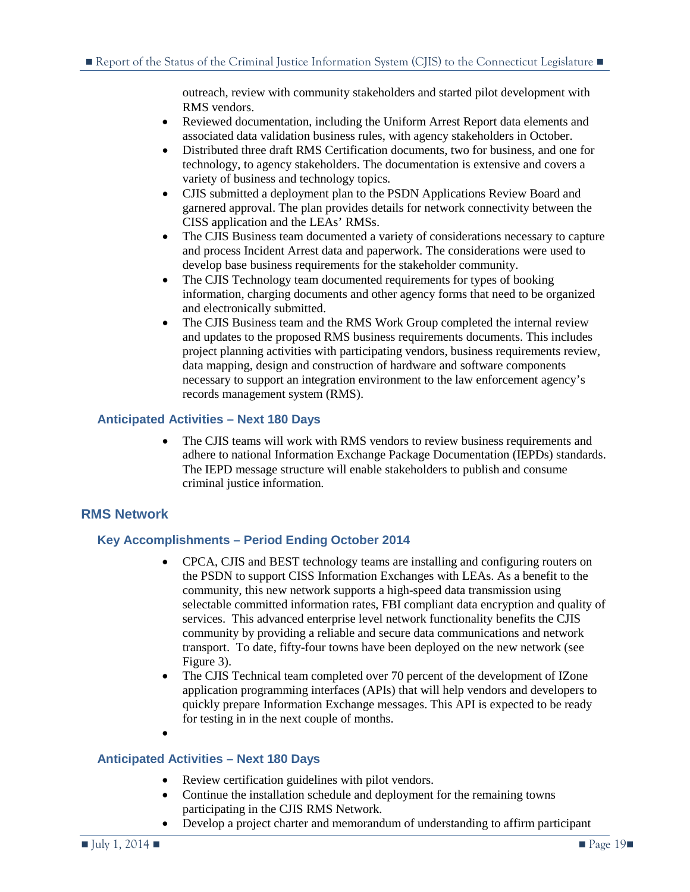outreach, review with community stakeholders and started pilot development with RMS vendors.

- Reviewed documentation, including the Uniform Arrest Report data elements and associated data validation business rules, with agency stakeholders in October.
- Distributed three draft RMS Certification documents, two for business, and one for technology, to agency stakeholders. The documentation is extensive and covers a variety of business and technology topics.
- CJIS submitted a deployment plan to the PSDN Applications Review Board and garnered approval. The plan provides details for network connectivity between the CISS application and the LEAs' RMSs.
- The CJIS Business team documented a variety of considerations necessary to capture and process Incident Arrest data and paperwork. The considerations were used to develop base business requirements for the stakeholder community.
- The CJIS Technology team documented requirements for types of booking information, charging documents and other agency forms that need to be organized and electronically submitted.
- The CJIS Business team and the RMS Work Group completed the internal review and updates to the proposed RMS business requirements documents. This includes project planning activities with participating vendors, business requirements review, data mapping, design and construction of hardware and software components necessary to support an integration environment to the law enforcement agency's records management system (RMS).

### Anticipated Activities – Next 180 Days

- The CJIS teams will work with RMS vendors to review business requirements and adhere to national Information Exchange Package Documentation (IEPDs) standards. The IEPD message structure will enable stakeholders to publish and consume criminal justice information.

## RMS Network

### Key Accomplishments – Period Ending October 2014

- CPCA, CJIS and BEST technology teams are installing and configuring routers on the PSDN to support CISS Information Exchanges with LEAs. As a benefit to the community, this new network supports a high-speed data transmission using selectable committed information rates, FBI compliant data encryption and quality of services. This advanced enterprise level network functionality benefits the CJIS community by providing a reliable and secure data communications and network transport. To date, fifty-four towns have been deployed on the new network (see Figure 3).
- The CJIS Technical team completed over 70 percent of the development of IZone application programming interfaces (APIs) that will help vendors and developers to quickly prepare Information Exchange messages. This API is expected to be ready for testing in in the next couple of months.

### Anticipated Activities – Next 180 Days

- Review certification guidelines with pilot vendors.
- Continue the installation schedule and deployment for the remaining towns participating in the CJIS RMS Network.
- Develop a project charter and memorandum of understanding to affirm participant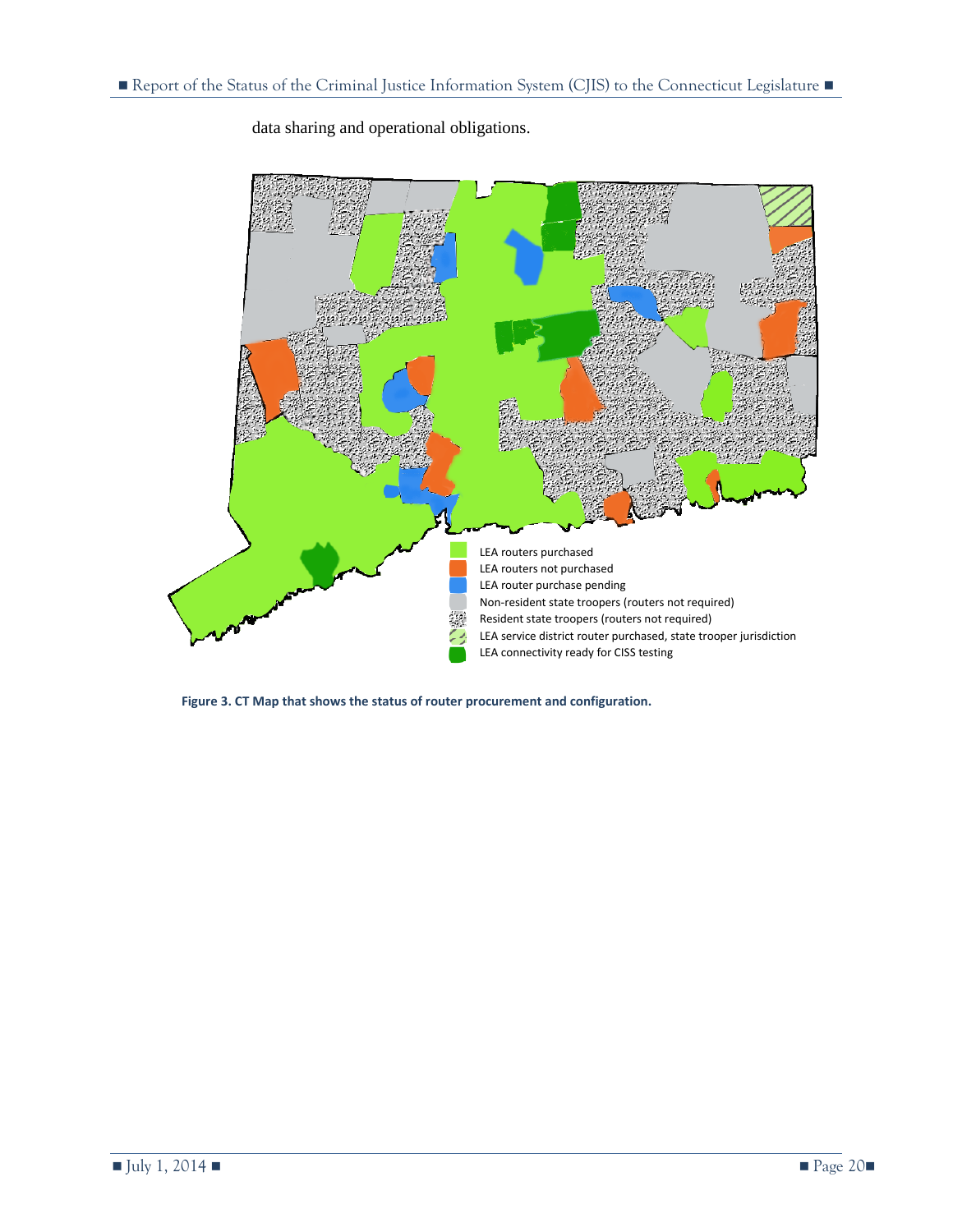data sharing and operational obligations.

LEA routers purchased
LEA routers not purchased
LEA router purchase pending
Non-resident state troopers (routers not required)
Resident state troopers (routers not required)
LEA service district router purchased, state trooper jurisdiction
LEA connectivity ready for CISS testing

**Figure 3. CT Map that shows the status of router procurement and configuration.**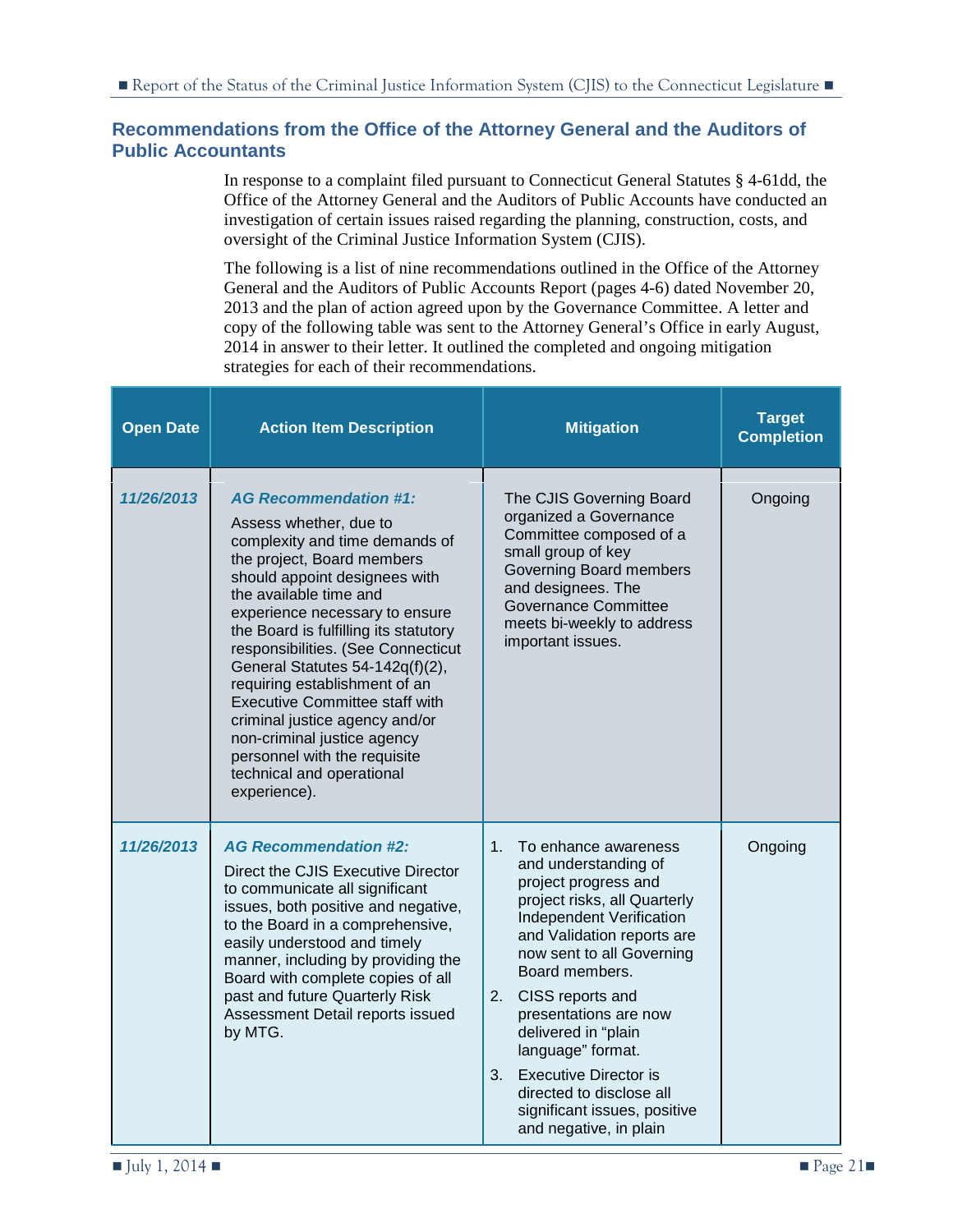## Recommendations from the Office of the Attorney General and the Auditors of Public Accountants

In response to a complaint filed pursuant to Connecticut General Statutes § 4-61dd, the Office of the Attorney General and the Auditors of Public Accounts have conducted an investigation of certain issues raised regarding the planning, construction, costs, and oversight of the Criminal Justice Information System (CJIS).

The following is a list of nine recommendations outlined in the Office of the Attorney General and the Auditors of Public Accounts Report (pages 4-6) dated November 20, 2013 and the plan of action agreed upon by the Governance Committee. A letter and copy of the following table was sent to the Attorney General's Office in early August, 2014 in answer to their letter. It outlined the completed and ongoing mitigation strategies for each of their recommendations.

| Open Date | Action Item Description | Mitigation | Target Completion |
|---|---|---|---|
| *11/26/2013* | ***AG Recommendation #1:*** Assess whether, due to complexity and time demands of the project, Board members should appoint designees with the available time and experience necessary to ensure the Board is fulfilling its statutory responsibilities. (See Connecticut General Statutes 54-142q(f)(2), requiring establishment of an Executive Committee staff with criminal justice agency and/or non-criminal justice agency personnel with the requisite technical and operational experience). | The CJIS Governing Board organized a Governance Committee composed of a small group of key Governing Board members and designees. The Governance Committee meets bi-weekly to address important issues. | Ongoing |
| *11/26/2013* | ***AG Recommendation #2:*** Direct the CJIS Executive Director to communicate all significant issues, both positive and negative, to the Board in a comprehensive, easily understood and timely manner, including by providing the Board with complete copies of all past and future Quarterly Risk Assessment Detail reports issued by MTG. | 1. To enhance awareness and understanding of project progress and project risks, all Quarterly Independent Verification and Validation reports are now sent to all Governing Board members. 2. CISS reports and presentations are now delivered in "plain language" format. 3. Executive Director is directed to disclose all significant issues, positive and negative, in plain | Ongoing |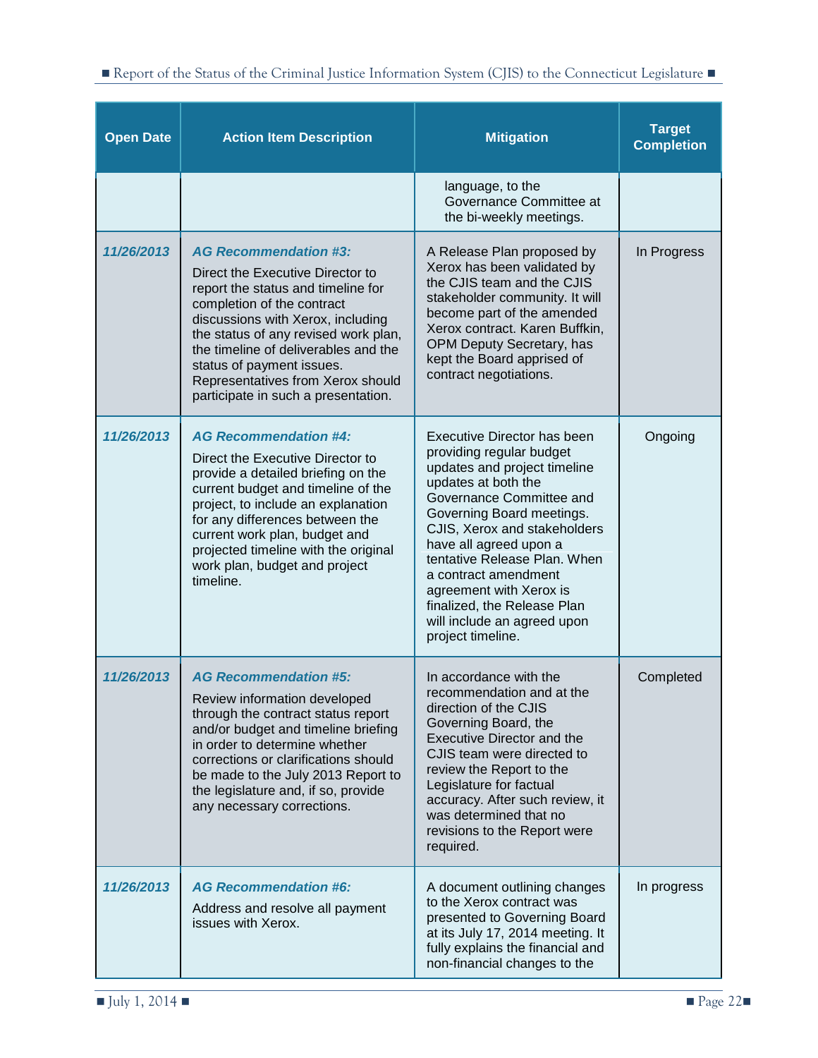| Open Date | Action Item Description | Mitigation | Target Completion |
|---|---|---|---|
| | | language, to the Governance Committee at the bi-weekly meetings. | |
| *11/26/2013* | ***AG Recommendation #3:*** Direct the Executive Director to report the status and timeline for completion of the contract discussions with Xerox, including the status of any revised work plan, the timeline of deliverables and the status of payment issues. Representatives from Xerox should participate in such a presentation. | A Release Plan proposed by Xerox has been validated by the CJIS team and the CJIS stakeholder community. It will become part of the amended Xerox contract. Karen Buffkin, OPM Deputy Secretary, has kept the Board apprised of contract negotiations. | In Progress |
| *11/26/2013* | ***AG Recommendation #4:*** Direct the Executive Director to provide a detailed briefing on the current budget and timeline of the project, to include an explanation for any differences between the current work plan, budget and projected timeline with the original work plan, budget and project timeline. | Executive Director has been providing regular budget updates and project timeline updates at both the Governance Committee and Governing Board meetings. CJIS, Xerox and stakeholders have all agreed upon a tentative Release Plan. When a contract amendment agreement with Xerox is finalized, the Release Plan will include an agreed upon project timeline. | Ongoing |
| *11/26/2013* | ***AG Recommendation #5:*** Review information developed through the contract status report and/or budget and timeline briefing in order to determine whether corrections or clarifications should be made to the July 2013 Report to the legislature and, if so, provide any necessary corrections. | In accordance with the recommendation and at the direction of the CJIS Governing Board, the Executive Director and the CJIS team were directed to review the Report to the Legislature for factual accuracy. After such review, it was determined that no revisions to the Report were required. | Completed |
| *11/26/2013* | ***AG Recommendation #6:*** Address and resolve all payment issues with Xerox. | A document outlining changes to the Xerox contract was presented to Governing Board at its July 17, 2014 meeting. It fully explains the financial and non-financial changes to the | In progress |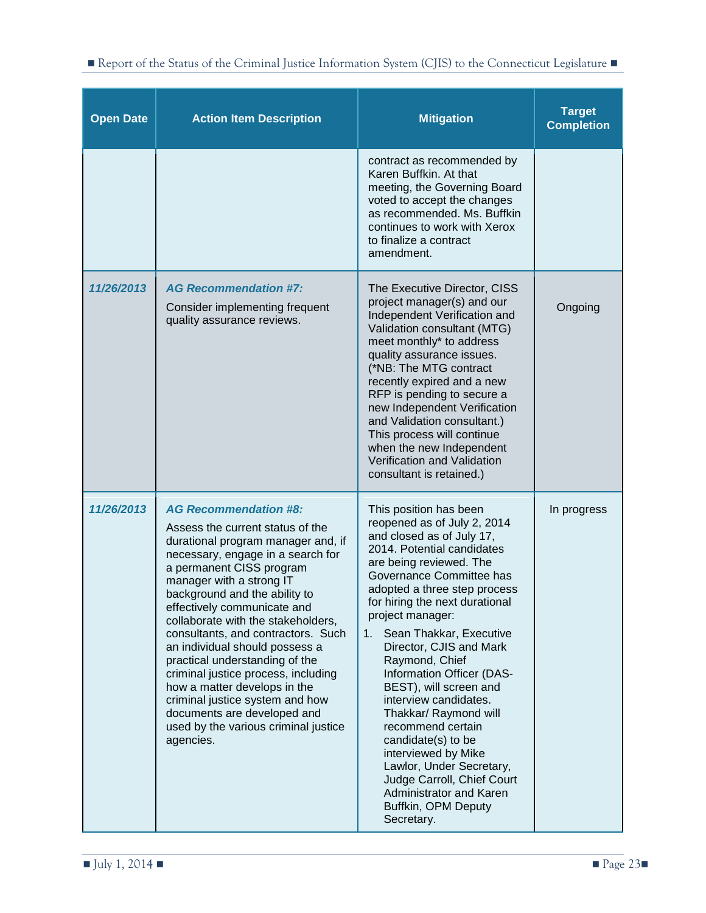| Open Date | Action Item Description | Mitigation | Target Completion |
|---|---|---|---|
| | | contract as recommended by Karen Buffkin. At that meeting, the Governing Board voted to accept the changes as recommended. Ms. Buffkin continues to work with Xerox to finalize a contract amendment. | |
| *11/26/2013* | ***AG Recommendation #7:*** Consider implementing frequent quality assurance reviews. | The Executive Director, CISS project manager(s) and our Independent Verification and Validation consultant (MTG) meet monthly* to address quality assurance issues. (*NB: The MTG contract recently expired and a new RFP is pending to secure a new Independent Verification and Validation consultant.) This process will continue when the new Independent Verification and Validation consultant is retained.) | Ongoing |
| *11/26/2013* | ***AG Recommendation #8:*** Assess the current status of the durational program manager and, if necessary, engage in a search for a permanent CISS program manager with a strong IT background and the ability to effectively communicate and collaborate with the stakeholders, consultants, and contractors. Such an individual should possess a practical understanding of the criminal justice process, including how a matter develops in the criminal justice system and how documents are developed and used by the various criminal justice agencies. | This position has been reopened as of July 2, 2014 and closed as of July 17, 2014. Potential candidates are being reviewed. The Governance Committee has adopted a three step process for hiring the next durational project manager:<br>1. Sean Thakkar, Executive Director, CJIS and Mark Raymond, Chief Information Officer (DAS-BEST), will screen and interview candidates. Thakkar/ Raymond will recommend certain candidate(s) to be interviewed by Mike Lawlor, Under Secretary, Judge Carroll, Chief Court Administrator and Karen Buffkin, OPM Deputy Secretary. | In progress |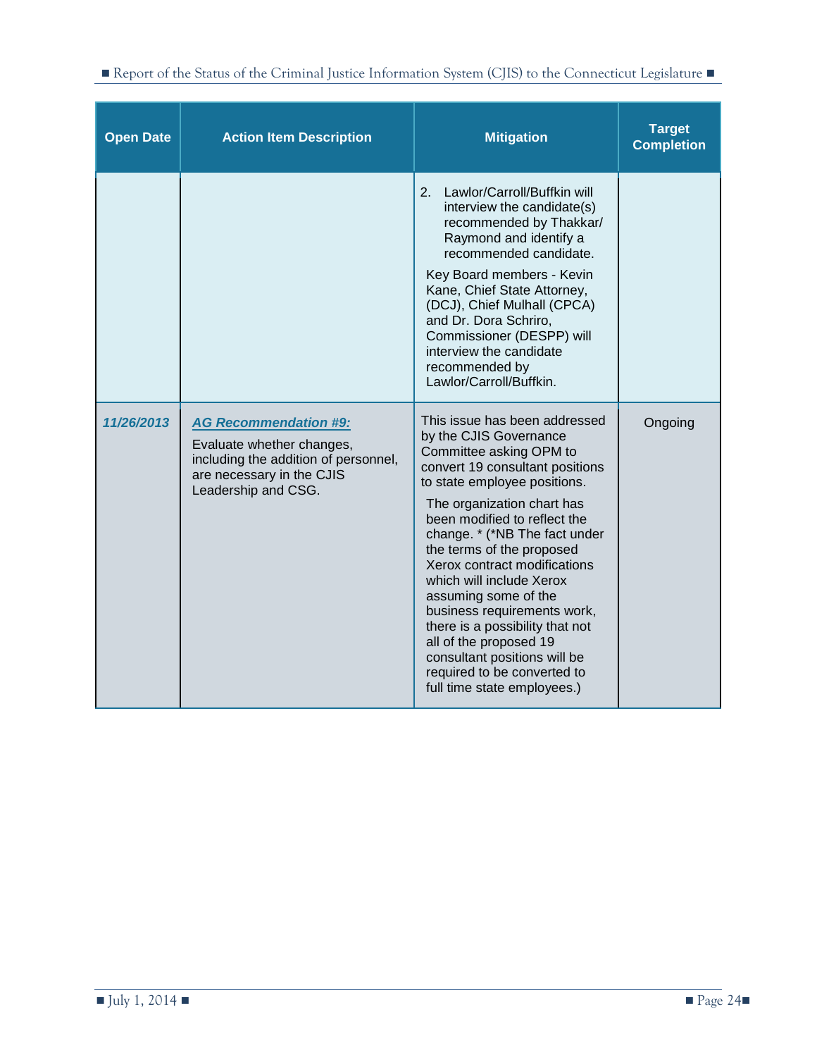| Open Date | Action Item Description | Mitigation | Target Completion |
|---|---|---|---|
| | | 2. Lawlor/Carroll/Buffkin will interview the candidate(s) recommended by Thakkar/ Raymond and identify a recommended candidate.<br><br>Key Board members - Kevin Kane, Chief State Attorney, (DCJ), Chief Mulhall (CPCA) and Dr. Dora Schriro, Commissioner (DESPP) will interview the candidate recommended by Lawlor/Carroll/Buffkin. | |
| *11/26/2013* | ***AG Recommendation #9:***<br><br>Evaluate whether changes, including the addition of personnel, are necessary in the CJIS Leadership and CSG. | This issue has been addressed by the CJIS Governance Committee asking OPM to convert 19 consultant positions to state employee positions.<br><br>The organization chart has been modified to reflect the change. * (*NB The fact under the terms of the proposed Xerox contract modifications which will include Xerox assuming some of the business requirements work, there is a possibility that not all of the proposed 19 consultant positions will be required to be converted to full time state employees.) | Ongoing |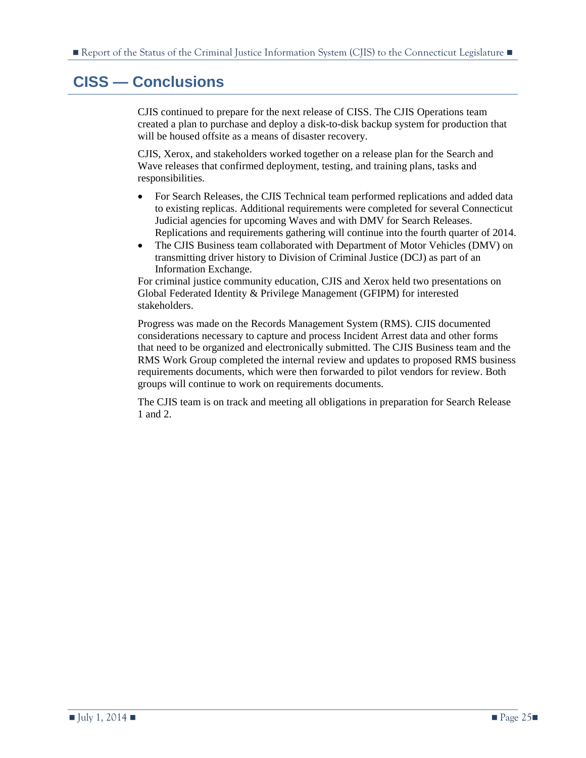## CISS — Conclusions

CJIS continued to prepare for the next release of CISS. The CJIS Operations team created a plan to purchase and deploy a disk-to-disk backup system for production that will be housed offsite as a means of disaster recovery.

CJIS, Xerox, and stakeholders worked together on a release plan for the Search and Wave releases that confirmed deployment, testing, and training plans, tasks and responsibilities.

- For Search Releases, the CJIS Technical team performed replications and added data to existing replicas. Additional requirements were completed for several Connecticut Judicial agencies for upcoming Waves and with DMV for Search Releases. Replications and requirements gathering will continue into the fourth quarter of 2014.
- The CJIS Business team collaborated with Department of Motor Vehicles (DMV) on transmitting driver history to Division of Criminal Justice (DCJ) as part of an Information Exchange.

For criminal justice community education, CJIS and Xerox held two presentations on Global Federated Identity & Privilege Management (GFIPM) for interested stakeholders.

Progress was made on the Records Management System (RMS). CJIS documented considerations necessary to capture and process Incident Arrest data and other forms that need to be organized and electronically submitted. The CJIS Business team and the RMS Work Group completed the internal review and updates to proposed RMS business requirements documents, which were then forwarded to pilot vendors for review. Both groups will continue to work on requirements documents.

The CJIS team is on track and meeting all obligations in preparation for Search Release 1 and 2.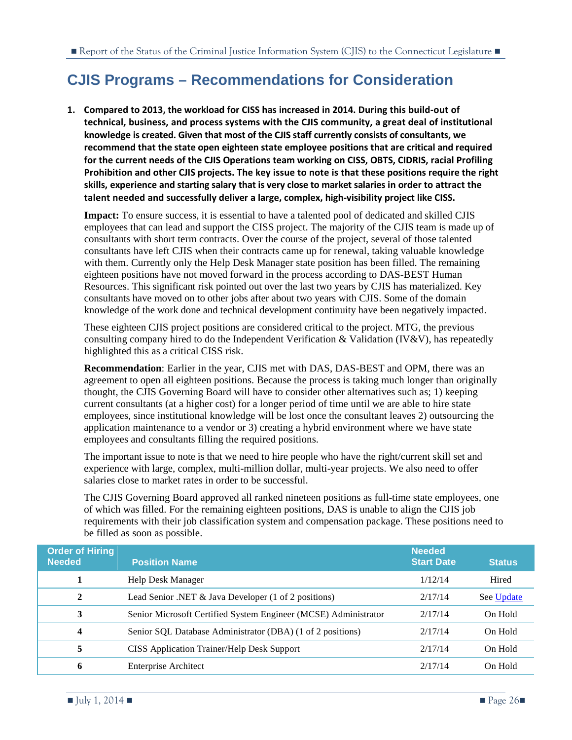## CJIS Programs – Recommendations for Consideration

1. **Compared to 2013, the workload for CISS has increased in 2014. During this build-out of technical, business, and process systems with the CJIS community, a great deal of institutional knowledge is created. Given that most of the CJIS staff currently consists of consultants, we recommend that the state open eighteen state employee positions that are critical and required for the current needs of the CJIS Operations team working on CISS, OBTS, CIDRIS, racial Profiling Prohibition and other CJIS projects. The key issue to note is that these positions require the right skills, experience and starting salary that is very close to market salaries in order to attract the talent needed and successfully deliver a large, complex, high-visibility project like CISS.**

   **Impact:** To ensure success, it is essential to have a talented pool of dedicated and skilled CJIS employees that can lead and support the CISS project. The majority of the CJIS team is made up of consultants with short term contracts. Over the course of the project, several of those talented consultants have left CJIS when their contracts came up for renewal, taking valuable knowledge with them. Currently only the Help Desk Manager state position has been filled. The remaining eighteen positions have not moved forward in the process according to DAS-BEST Human Resources. This significant risk pointed out over the last two years by CJIS has materialized. Key consultants have moved on to other jobs after about two years with CJIS. Some of the domain knowledge of the work done and technical development continuity have been negatively impacted.

   These eighteen CJIS project positions are considered critical to the project. MTG, the previous consulting company hired to do the Independent Verification & Validation (IV&V), has repeatedly highlighted this as a critical CISS risk.

   **Recommendation**: Earlier in the year, CJIS met with DAS, DAS-BEST and OPM, there was an agreement to open all eighteen positions. Because the process is taking much longer than originally thought, the CJIS Governing Board will have to consider other alternatives such as; 1) keeping current consultants (at a higher cost) for a longer period of time until we are able to hire state employees, since institutional knowledge will be lost once the consultant leaves 2) outsourcing the application maintenance to a vendor or 3) creating a hybrid environment where we have state employees and consultants filling the required positions.

   The important issue to note is that we need to hire people who have the right/current skill set and experience with large, complex, multi-million dollar, multi-year projects. We also need to offer salaries close to market rates in order to be successful.

   The CJIS Governing Board approved all ranked nineteen positions as full-time state employees, one of which was filled. For the remaining eighteen positions, DAS is unable to align the CJIS job requirements with their job classification system and compensation package. These positions need to be filled as soon as possible.

| Order of Hiring Needed | Position Name | Needed Start Date | Status |
|---|---|---|---|
| 1 | Help Desk Manager | 1/12/14 | Hired |
| 2 | Lead Senior .NET & Java Developer (1 of 2 positions) | 2/17/14 | See Update |
| 3 | Senior Microsoft Certified System Engineer (MCSE) Administrator | 2/17/14 | On Hold |
| 4 | Senior SQL Database Administrator (DBA) (1 of 2 positions) | 2/17/14 | On Hold |
| 5 | CISS Application Trainer/Help Desk Support | 2/17/14 | On Hold |
| 6 | Enterprise Architect | 2/17/14 | On Hold |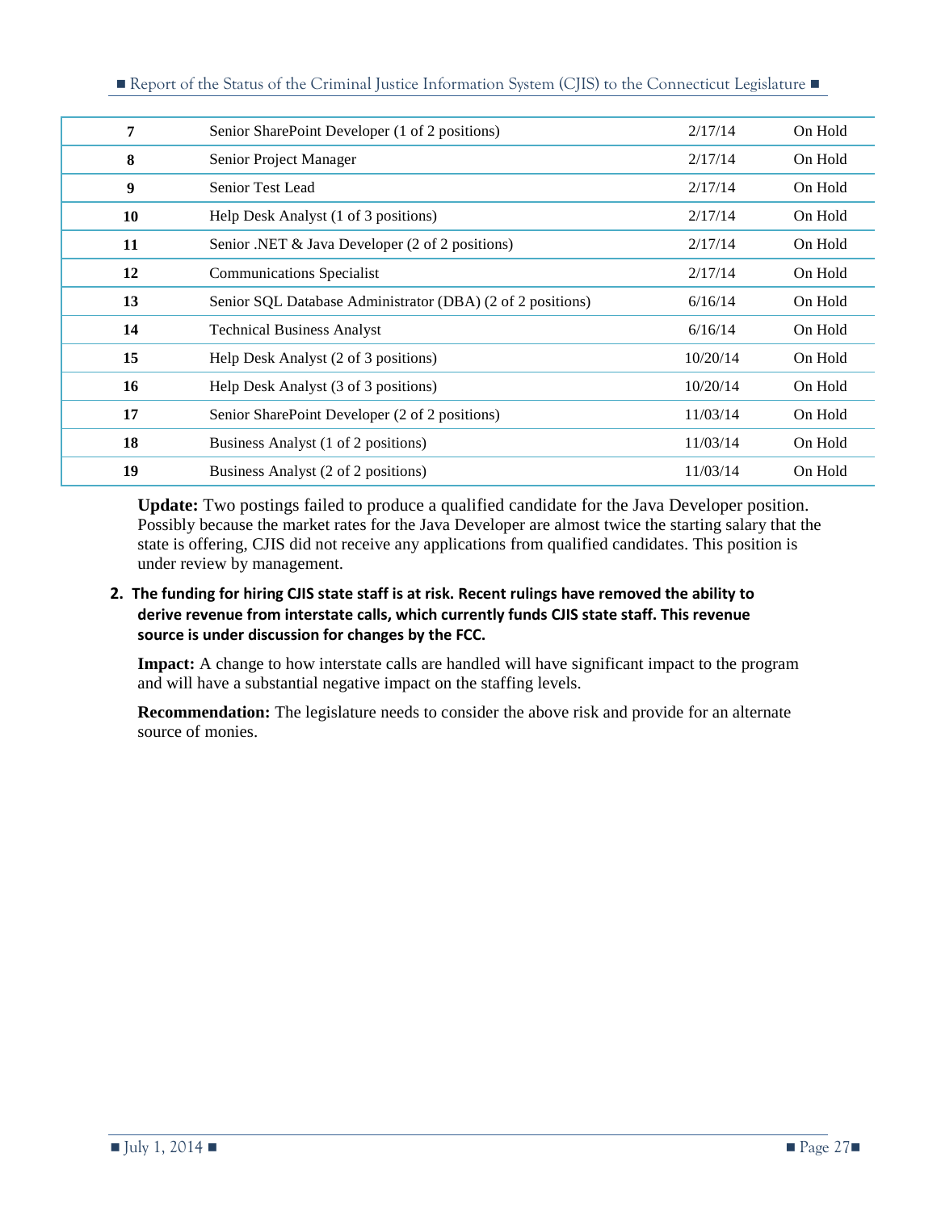| | | | |
|---|---|---|---|
| **7** | Senior SharePoint Developer (1 of 2 positions) | 2/17/14 | On Hold |
| **8** | Senior Project Manager | 2/17/14 | On Hold |
| **9** | Senior Test Lead | 2/17/14 | On Hold |
| **10** | Help Desk Analyst (1 of 3 positions) | 2/17/14 | On Hold |
| **11** | Senior .NET & Java Developer (2 of 2 positions) | 2/17/14 | On Hold |
| **12** | Communications Specialist | 2/17/14 | On Hold |
| **13** | Senior SQL Database Administrator (DBA) (2 of 2 positions) | 6/16/14 | On Hold |
| **14** | Technical Business Analyst | 6/16/14 | On Hold |
| **15** | Help Desk Analyst (2 of 3 positions) | 10/20/14 | On Hold |
| **16** | Help Desk Analyst (3 of 3 positions) | 10/20/14 | On Hold |
| **17** | Senior SharePoint Developer (2 of 2 positions) | 11/03/14 | On Hold |
| **18** | Business Analyst (1 of 2 positions) | 11/03/14 | On Hold |
| **19** | Business Analyst (2 of 2 positions) | 11/03/14 | On Hold |

**Update:** Two postings failed to produce a qualified candidate for the Java Developer position. Possibly because the market rates for the Java Developer are almost twice the starting salary that the state is offering, CJIS did not receive any applications from qualified candidates. This position is under review by management.

2. **The funding for hiring CJIS state staff is at risk. Recent rulings have removed the ability to derive revenue from interstate calls, which currently funds CJIS state staff. This revenue source is under discussion for changes by the FCC.**

   **Impact:** A change to how interstate calls are handled will have significant impact to the program and will have a substantial negative impact on the staffing levels.

   **Recommendation:** The legislature needs to consider the above risk and provide for an alternate source of monies.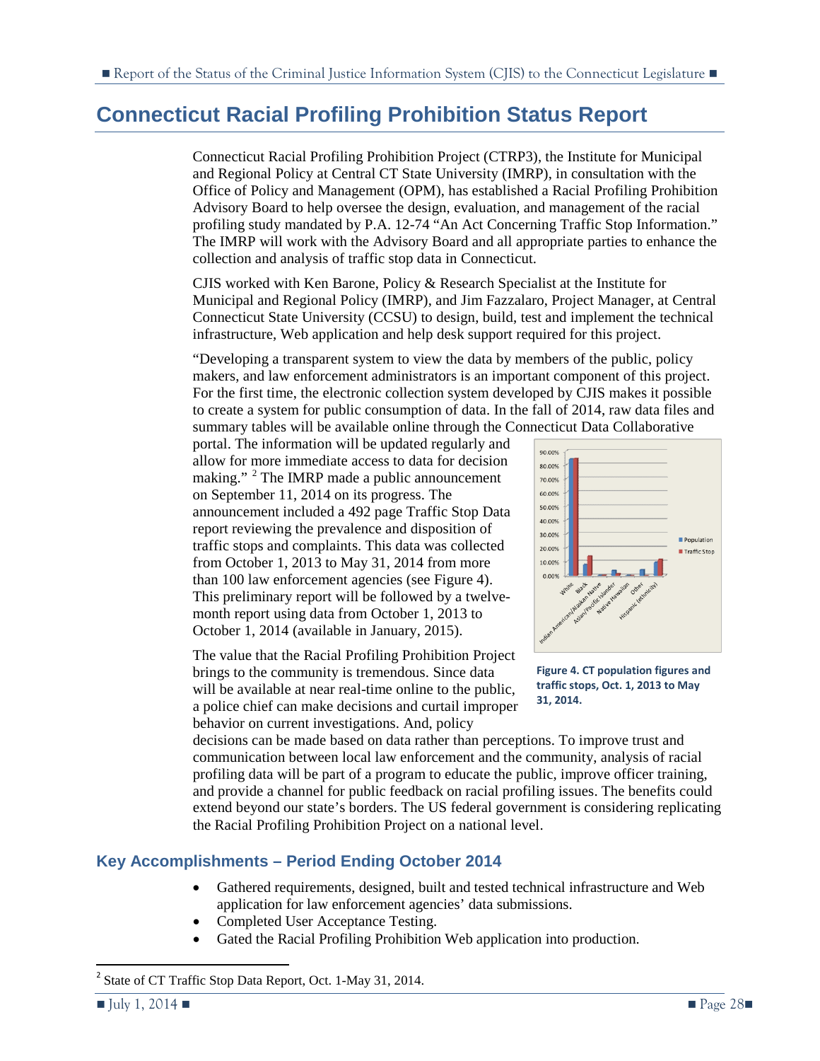# Connecticut Racial Profiling Prohibition Status Report

Connecticut Racial Profiling Prohibition Project (CTRP3), the Institute for Municipal and Regional Policy at Central CT State University (IMRP), in consultation with the Office of Policy and Management (OPM), has established a Racial Profiling Prohibition Advisory Board to help oversee the design, evaluation, and management of the racial profiling study mandated by P.A. 12-74 "An Act Concerning Traffic Stop Information." The IMRP will work with the Advisory Board and all appropriate parties to enhance the collection and analysis of traffic stop data in Connecticut.

CJIS worked with Ken Barone, Policy & Research Specialist at the Institute for Municipal and Regional Policy (IMRP), and Jim Fazzalaro, Project Manager, at Central Connecticut State University (CCSU) to design, build, test and implement the technical infrastructure, Web application and help desk support required for this project.

"Developing a transparent system to view the data by members of the public, policy makers, and law enforcement administrators is an important component of this project. For the first time, the electronic collection system developed by CJIS makes it possible to create a system for public consumption of data. In the fall of 2014, raw data files and summary tables will be available online through the Connecticut Data Collaborative portal. The information will be updated regularly and allow for more immediate access to data for decision making." [2] The IMRP made a public announcement on September 11, 2014 on its progress. The announcement included a 492 page Traffic Stop Data report reviewing the prevalence and disposition of traffic stops and complaints. This data was collected from October 1, 2013 to May 31, 2014 from more than 100 law enforcement agencies (see Figure 4). This preliminary report will be followed by a twelve-month report using data from October 1, 2013 to October 1, 2014 (available in January, 2015).

Figure 4. CT population figures and traffic stops, Oct. 1, 2013 to May 31, 2014.

The value that the Racial Profiling Prohibition Project brings to the community is tremendous. Since data will be available at near real-time online to the public, a police chief can make decisions and curtail improper behavior on current investigations. And, policy decisions can be made based on data rather than perceptions. To improve trust and communication between local law enforcement and the community, analysis of racial profiling data will be part of a program to educate the public, improve officer training, and provide a channel for public feedback on racial profiling issues. The benefits could extend beyond our state's borders. The US federal government is considering replicating the Racial Profiling Prohibition Project on a national level.

## Key Accomplishments – Period Ending October 2014

- Gathered requirements, designed, built and tested technical infrastructure and Web application for law enforcement agencies' data submissions.
- Completed User Acceptance Testing.
- Gated the Racial Profiling Prohibition Web application into production.

[2] State of CT Traffic Stop Data Report, Oct. 1-May 31, 2014.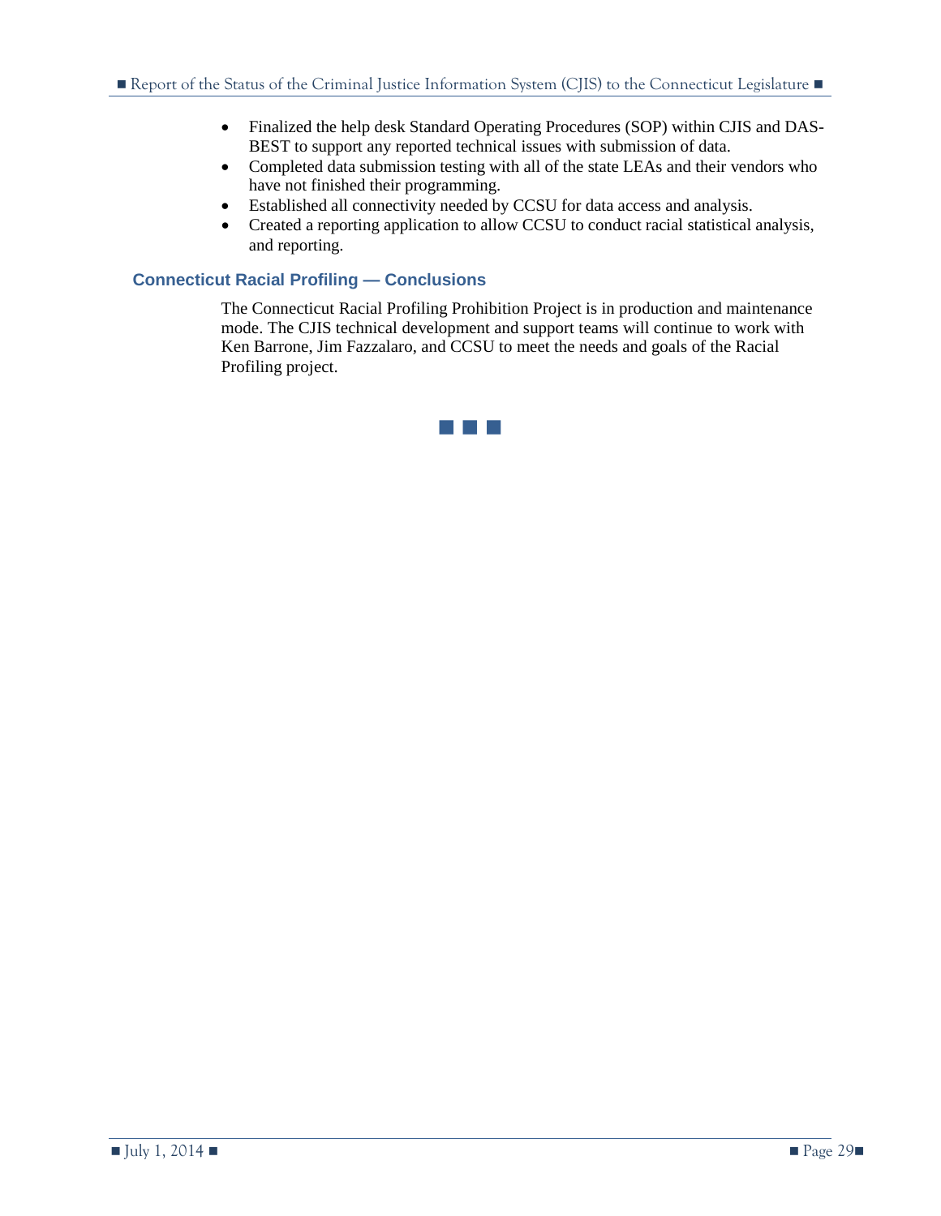- Finalized the help desk Standard Operating Procedures (SOP) within CJIS and DAS-BEST to support any reported technical issues with submission of data.
- Completed data submission testing with all of the state LEAs and their vendors who have not finished their programming.
- Established all connectivity needed by CCSU for data access and analysis.
- Created a reporting application to allow CCSU to conduct racial statistical analysis, and reporting.

## Connecticut Racial Profiling — Conclusions

The Connecticut Racial Profiling Prohibition Project is in production and maintenance mode. The CJIS technical development and support teams will continue to work with Ken Barrone, Jim Fazzalaro, and CCSU to meet the needs and goals of the Racial Profiling project.

■ ■ ■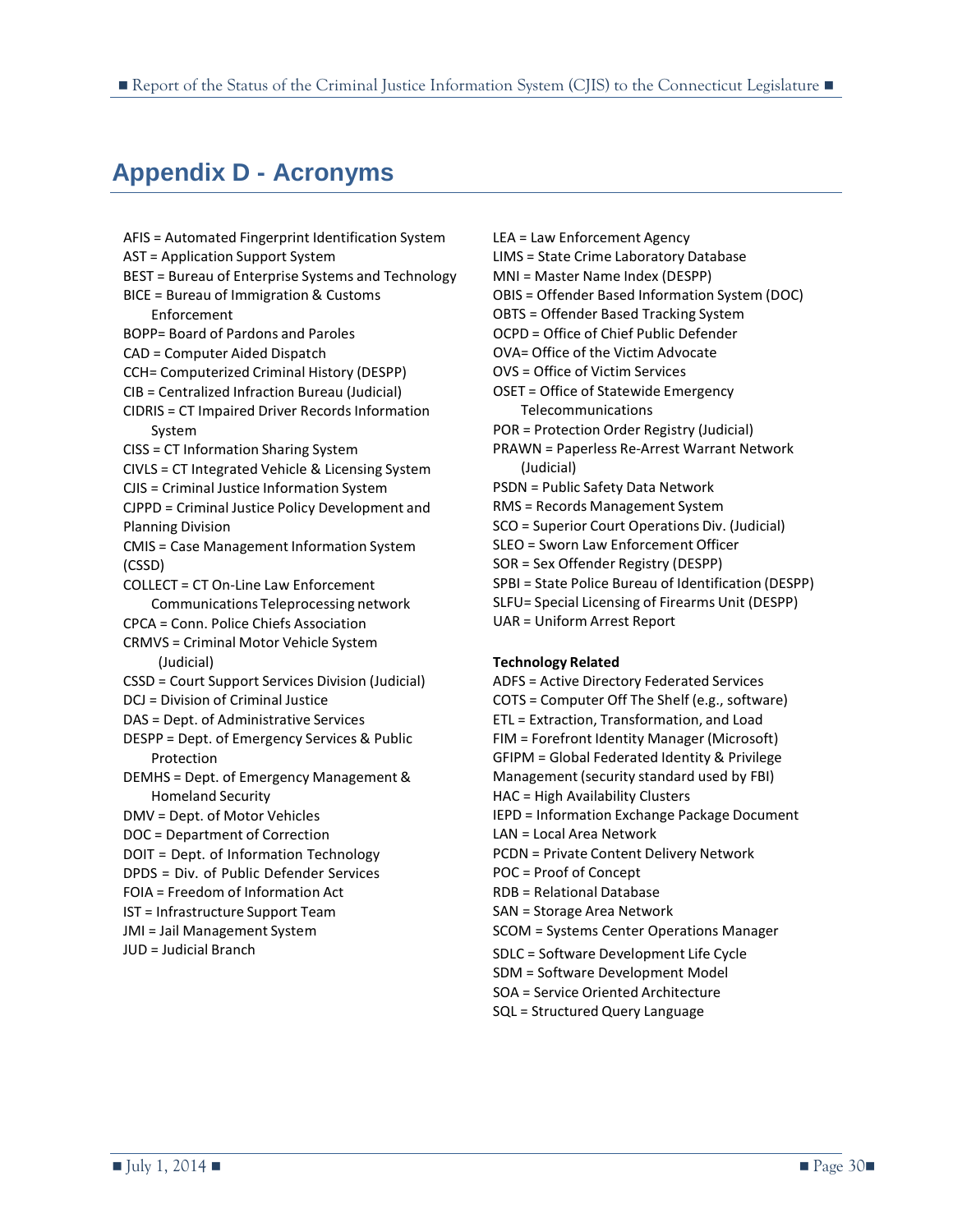# Appendix D - Acronyms

AFIS = Automated Fingerprint Identification System
AST = Application Support System
BEST = Bureau of Enterprise Systems and Technology
BICE = Bureau of Immigration & Customs Enforcement
BOPP= Board of Pardons and Paroles
CAD = Computer Aided Dispatch
CCH= Computerized Criminal History (DESPP)
CIB = Centralized Infraction Bureau (Judicial)
CIDRIS = CT Impaired Driver Records Information System
CISS = CT Information Sharing System
CIVLS = CT Integrated Vehicle & Licensing System
CJIS = Criminal Justice Information System
CJPPD = Criminal Justice Policy Development and Planning Division
CMIS = Case Management Information System (CSSD)
COLLECT = CT On-Line Law Enforcement Communications Teleprocessing network
CPCA = Conn. Police Chiefs Association
CRMVS = Criminal Motor Vehicle System (Judicial)
CSSD = Court Support Services Division (Judicial)
DCJ = Division of Criminal Justice
DAS = Dept. of Administrative Services
DESPP = Dept. of Emergency Services & Public Protection
DEMHS = Dept. of Emergency Management & Homeland Security
DMV = Dept. of Motor Vehicles
DOC = Department of Correction
DOIT = Dept. of Information Technology
DPDS = Div. of Public Defender Services
FOIA = Freedom of Information Act
IST = Infrastructure Support Team
JMI = Jail Management System
JUD = Judicial Branch
LEA = Law Enforcement Agency
LIMS = State Crime Laboratory Database
MNI = Master Name Index (DESPP)
OBIS = Offender Based Information System (DOC)
OBTS = Offender Based Tracking System
OCPD = Office of Chief Public Defender
OVA= Office of the Victim Advocate
OVS = Office of Victim Services
OSET = Office of Statewide Emergency Telecommunications
POR = Protection Order Registry (Judicial)
PRAWN = Paperless Re-Arrest Warrant Network (Judicial)
PSDN = Public Safety Data Network
RMS = Records Management System
SCO = Superior Court Operations Div. (Judicial)
SLEO = Sworn Law Enforcement Officer
SOR = Sex Offender Registry (DESPP)
SPBI = State Police Bureau of Identification (DESPP)
SLFU= Special Licensing of Firearms Unit (DESPP)
UAR = Uniform Arrest Report

**Technology Related**

ADFS = Active Directory Federated Services
COTS = Computer Off The Shelf (e.g., software)
ETL = Extraction, Transformation, and Load
FIM = Forefront Identity Manager (Microsoft)
GFIPM = Global Federated Identity & Privilege Management (security standard used by FBI)
HAC = High Availability Clusters
IEPD = Information Exchange Package Document
LAN = Local Area Network
PCDN = Private Content Delivery Network
POC = Proof of Concept
RDB = Relational Database
SAN = Storage Area Network
SCOM = Systems Center Operations Manager
SDLC = Software Development Life Cycle
SDM = Software Development Model
SOA = Service Oriented Architecture
SQL = Structured Query Language